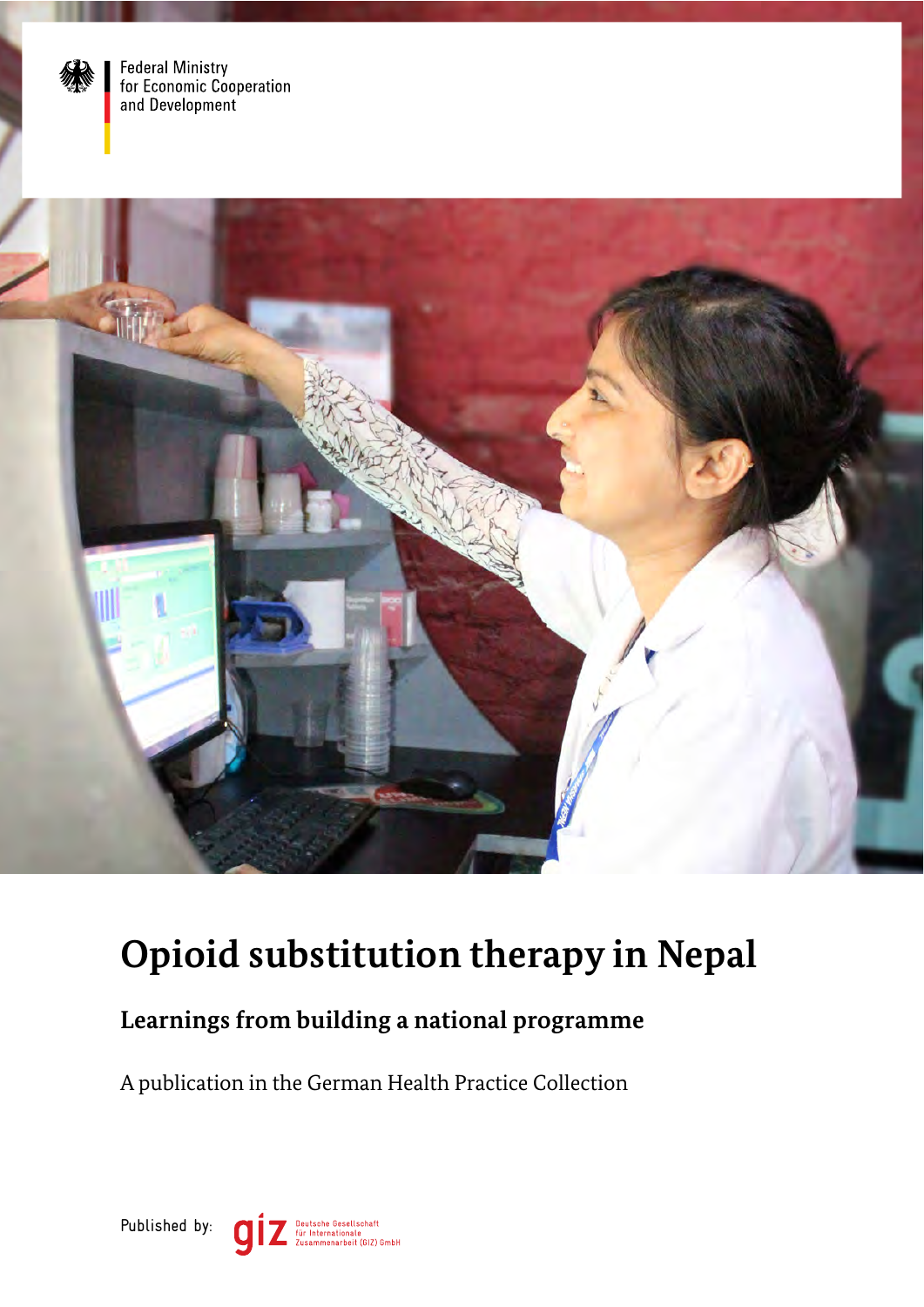Federal Ministry for Economic Cooperation and Development

# Opioid substitution therapy in Nepal

## Learnings from building a national programme

A publication in the German Health Practice Collection

Published by: giz Deutsche Gesellschaft für Internationale Zusammenarbeit (GIZ) GmbH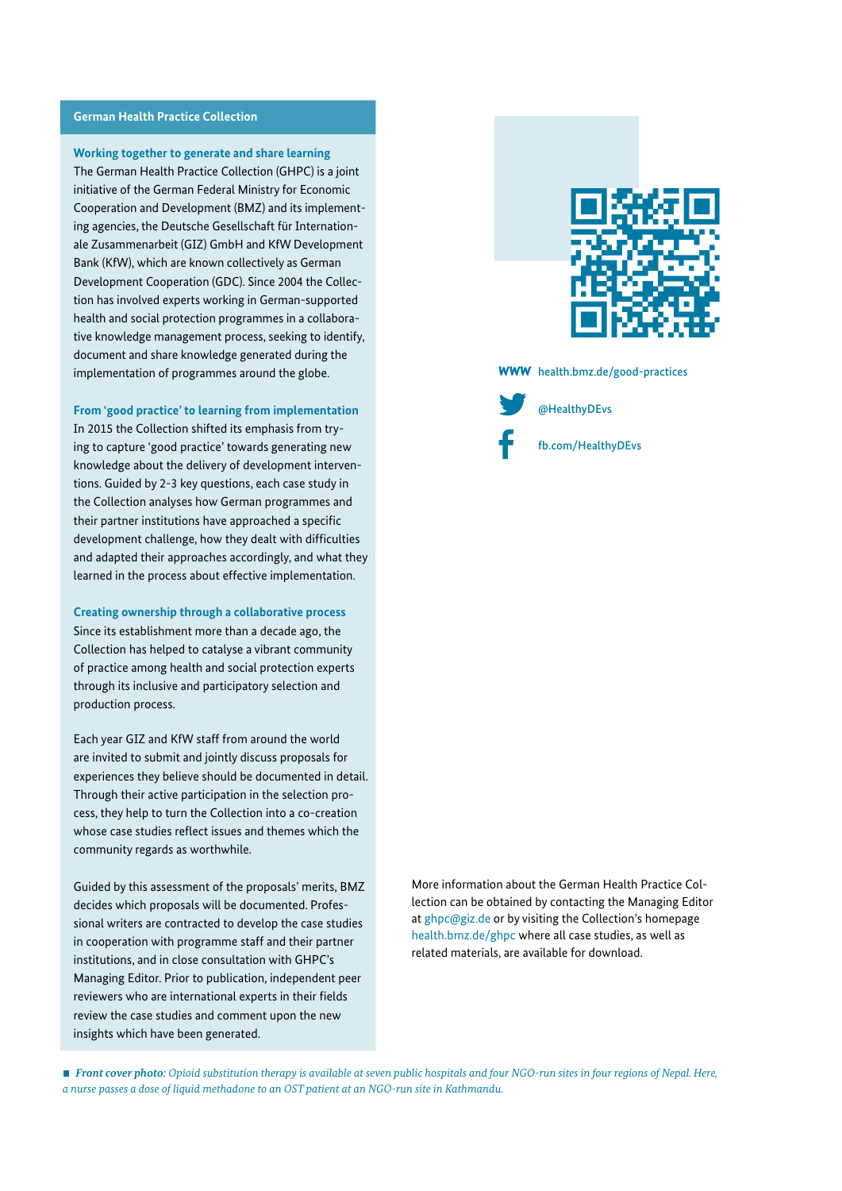## German Health Practice Collection

### Working together to generate and share learning

The German Health Practice Collection (GHPC) is a joint initiative of the German Federal Ministry for Economic Cooperation and Development (BMZ) and its implementing agencies, the Deutsche Gesellschaft für Internationale Zusammenarbeit (GIZ) GmbH and KfW Development Bank (KfW), which are known collectively as German Development Cooperation (GDC). Since 2004 the Collection has involved experts working in German-supported health and social protection programmes in a collaborative knowledge management process, seeking to identify, document and share knowledge generated during the implementation of programmes around the globe.

### From 'good practice' to learning from implementation

In 2015 the Collection shifted its emphasis from trying to capture 'good practice' towards generating new knowledge about the delivery of development interventions. Guided by 2-3 key questions, each case study in the Collection analyses how German programmes and their partner institutions have approached a specific development challenge, how they dealt with difficulties and adapted their approaches accordingly, and what they learned in the process about effective implementation.

### Creating ownership through a collaborative process

Since its establishment more than a decade ago, the Collection has helped to catalyse a vibrant community of practice among health and social protection experts through its inclusive and participatory selection and production process.

Each year GIZ and KfW staff from around the world are invited to submit and jointly discuss proposals for experiences they believe should be documented in detail. Through their active participation in the selection process, they help to turn the Collection into a co-creation whose case studies reflect issues and themes which the community regards as worthwhile.

Guided by this assessment of the proposals' merits, BMZ decides which proposals will be documented. Professional writers are contracted to develop the case studies in cooperation with programme staff and their partner institutions, and in close consultation with GHPC's Managing Editor. Prior to publication, independent peer reviewers who are international experts in their fields review the case studies and comment upon the new insights which have been generated.

WWW health.bmz.de/good-practices

@HealthyDEvs

fb.com/HealthyDEvs

More information about the German Health Practice Collection can be obtained by contacting the Managing Editor at ghpc@giz.de or by visiting the Collection's homepage health.bmz.de/ghpc where all case studies, as well as related materials, are available for download.

***Front cover photo**: Opioid substitution therapy is available at seven public hospitals and four NGO-run sites in four regions of Nepal. Here, a nurse passes a dose of liquid methadone to an OST patient at an NGO-run site in Kathmandu.*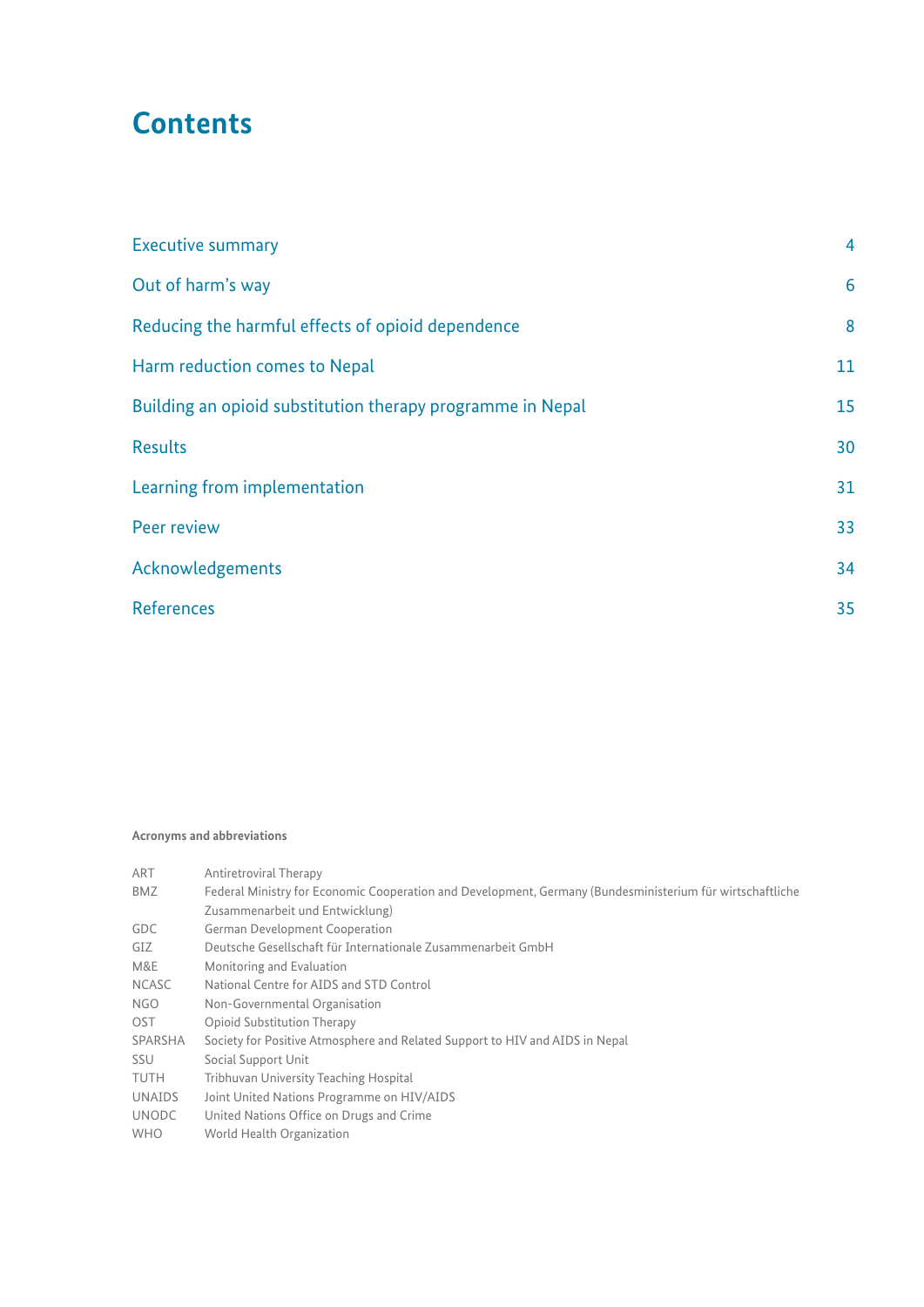# Contents

| | |
|---|---|
| Executive summary | 4 |
| Out of harm's way | 6 |
| Reducing the harmful effects of opioid dependence | 8 |
| Harm reduction comes to Nepal | 11 |
| Building an opioid substitution therapy programme in Nepal | 15 |
| Results | 30 |
| Learning from implementation | 31 |
| Peer review | 33 |
| Acknowledgements | 34 |
| References | 35 |

**Acronyms and abbreviations**

| | |
|---|---|
| ART | Antiretroviral Therapy |
| BMZ | Federal Ministry for Economic Cooperation and Development, Germany (Bundesministerium für wirtschaftliche Zusammenarbeit und Entwicklung) |
| GDC | German Development Cooperation |
| GIZ | Deutsche Gesellschaft für Internationale Zusammenarbeit GmbH |
| M&E | Monitoring and Evaluation |
| NCASC | National Centre for AIDS and STD Control |
| NGO | Non-Governmental Organisation |
| OST | Opioid Substitution Therapy |
| SPARSHA | Society for Positive Atmosphere and Related Support to HIV and AIDS in Nepal |
| SSU | Social Support Unit |
| TUTH | Tribhuvan University Teaching Hospital |
| UNAIDS | Joint United Nations Programme on HIV/AIDS |
| UNODC | United Nations Office on Drugs and Crime |
| WHO | World Health Organization |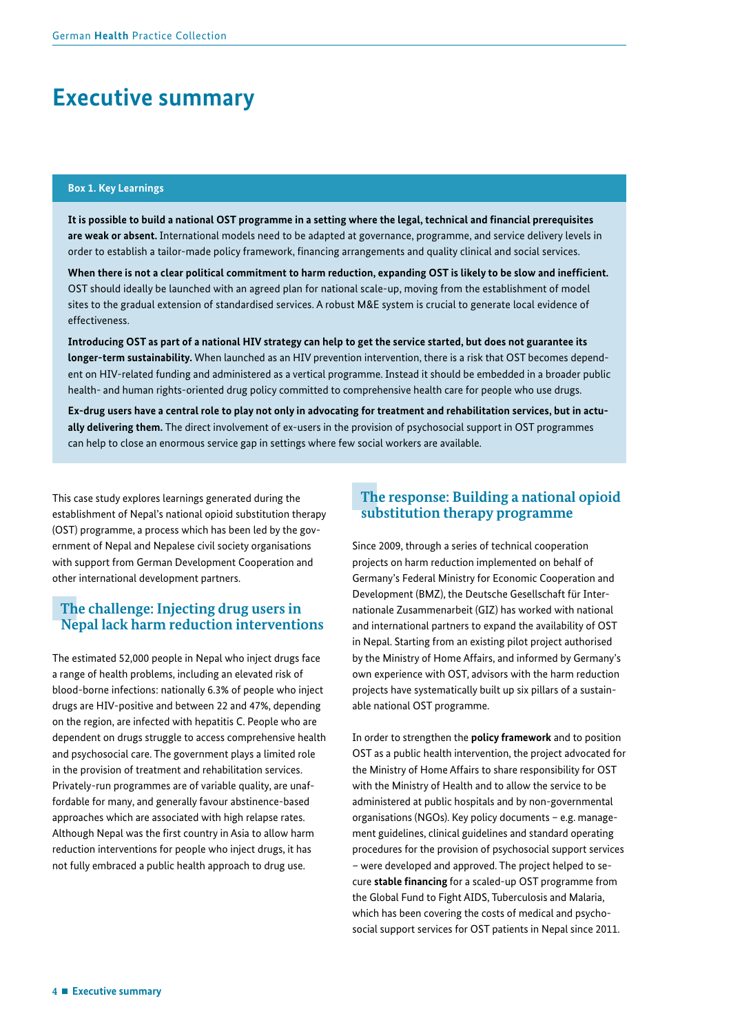# Executive summary

**Box 1. Key Learnings**

**It is possible to build a national OST programme in a setting where the legal, technical and financial prerequisites are weak or absent.** International models need to be adapted at governance, programme, and service delivery levels in order to establish a tailor-made policy framework, financing arrangements and quality clinical and social services.

**When there is not a clear political commitment to harm reduction, expanding OST is likely to be slow and inefficient.** OST should ideally be launched with an agreed plan for national scale-up, moving from the establishment of model sites to the gradual extension of standardised services. A robust M&E system is crucial to generate local evidence of effectiveness.

**Introducing OST as part of a national HIV strategy can help to get the service started, but does not guarantee its longer-term sustainability.** When launched as an HIV prevention intervention, there is a risk that OST becomes dependent on HIV-related funding and administered as a vertical programme. Instead it should be embedded in a broader public health- and human rights-oriented drug policy committed to comprehensive health care for people who use drugs.

**Ex-drug users have a central role to play not only in advocating for treatment and rehabilitation services, but in actually delivering them.** The direct involvement of ex-users in the provision of psychosocial support in OST programmes can help to close an enormous service gap in settings where few social workers are available.

This case study explores learnings generated during the establishment of Nepal's national opioid substitution therapy (OST) programme, a process which has been led by the government of Nepal and Nepalese civil society organisations with support from German Development Cooperation and other international development partners.

## The challenge: Injecting drug users in Nepal lack harm reduction interventions

The estimated 52,000 people in Nepal who inject drugs face a range of health problems, including an elevated risk of blood-borne infections: nationally 6.3% of people who inject drugs are HIV-positive and between 22 and 47%, depending on the region, are infected with hepatitis C. People who are dependent on drugs struggle to access comprehensive health and psychosocial care. The government plays a limited role in the provision of treatment and rehabilitation services. Privately-run programmes are of variable quality, are unaffordable for many, and generally favour abstinence-based approaches which are associated with high relapse rates. Although Nepal was the first country in Asia to allow harm reduction interventions for people who inject drugs, it has not fully embraced a public health approach to drug use.

## The response: Building a national opioid substitution therapy programme

Since 2009, through a series of technical cooperation projects on harm reduction implemented on behalf of Germany's Federal Ministry for Economic Cooperation and Development (BMZ), the Deutsche Gesellschaft für Internationale Zusammenarbeit (GIZ) has worked with national and international partners to expand the availability of OST in Nepal. Starting from an existing pilot project authorised by the Ministry of Home Affairs, and informed by Germany's own experience with OST, advisors with the harm reduction projects have systematically built up six pillars of a sustainable national OST programme.

In order to strengthen the **policy framework** and to position OST as a public health intervention, the project advocated for the Ministry of Home Affairs to share responsibility for OST with the Ministry of Health and to allow the service to be administered at public hospitals and by non-governmental organisations (NGOs). Key policy documents – e.g. management guidelines, clinical guidelines and standard operating procedures for the provision of psychosocial support services – were developed and approved. The project helped to secure **stable financing** for a scaled-up OST programme from the Global Fund to Fight AIDS, Tuberculosis and Malaria, which has been covering the costs of medical and psychosocial support services for OST patients in Nepal since 2011.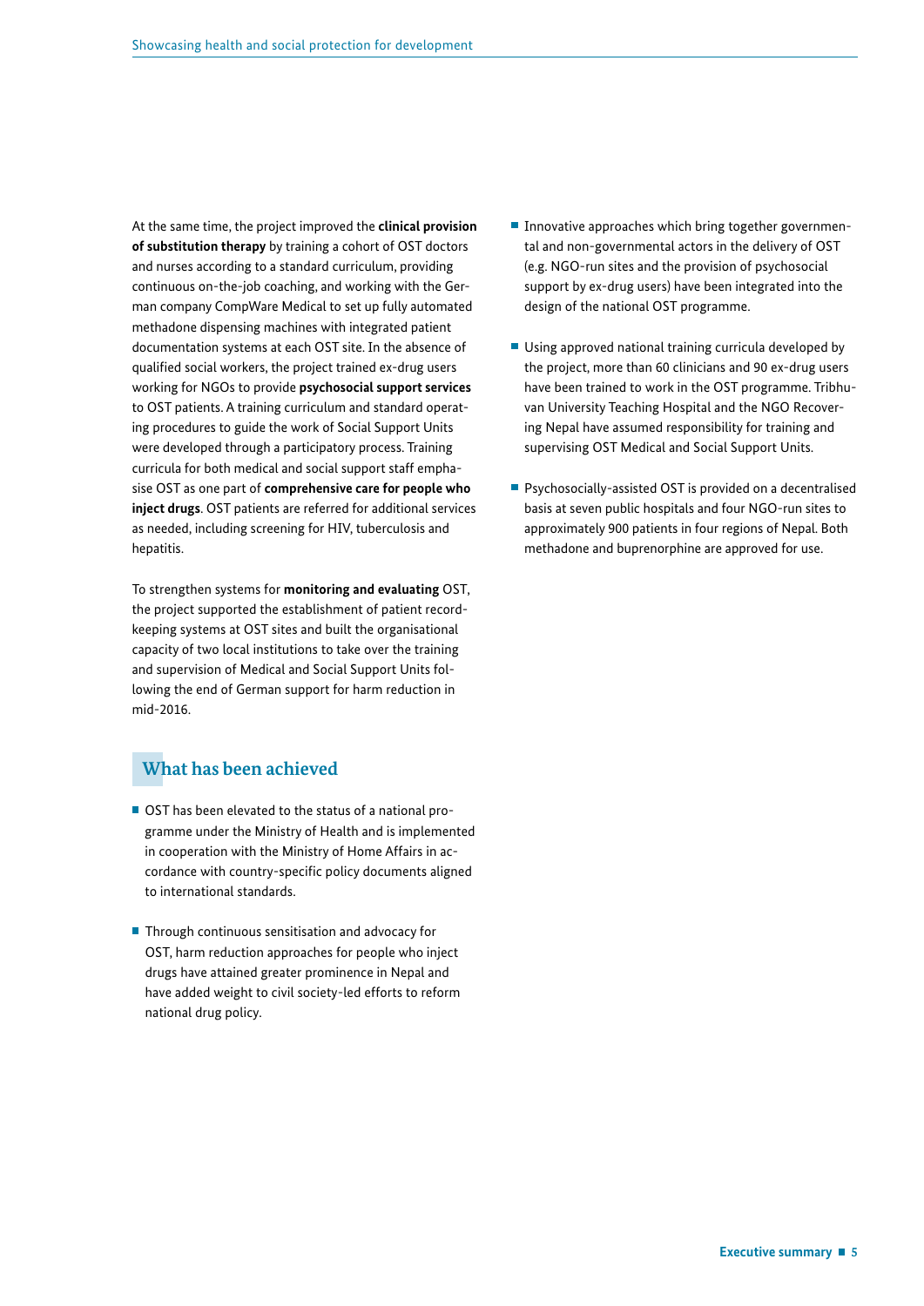At the same time, the project improved the **clinical provision of substitution therapy** by training a cohort of OST doctors and nurses according to a standard curriculum, providing continuous on-the-job coaching, and working with the German company CompWare Medical to set up fully automated methadone dispensing machines with integrated patient documentation systems at each OST site. In the absence of qualified social workers, the project trained ex-drug users working for NGOs to provide **psychosocial support services** to OST patients. A training curriculum and standard operating procedures to guide the work of Social Support Units were developed through a participatory process. Training curricula for both medical and social support staff emphasise OST as one part of **comprehensive care for people who inject drugs**. OST patients are referred for additional services as needed, including screening for HIV, tuberculosis and hepatitis.

To strengthen systems for **monitoring and evaluating** OST, the project supported the establishment of patient record-keeping systems at OST sites and built the organisational capacity of two local institutions to take over the training and supervision of Medical and Social Support Units following the end of German support for harm reduction in mid-2016.

## What has been achieved

- OST has been elevated to the status of a national programme under the Ministry of Health and is implemented in cooperation with the Ministry of Home Affairs in accordance with country-specific policy documents aligned to international standards.
- Through continuous sensitisation and advocacy for OST, harm reduction approaches for people who inject drugs have attained greater prominence in Nepal and have added weight to civil society-led efforts to reform national drug policy.
- Innovative approaches which bring together governmental and non-governmental actors in the delivery of OST (e.g. NGO-run sites and the provision of psychosocial support by ex-drug users) have been integrated into the design of the national OST programme.
- Using approved national training curricula developed by the project, more than 60 clinicians and 90 ex-drug users have been trained to work in the OST programme. Tribhuvan University Teaching Hospital and the NGO Recovering Nepal have assumed responsibility for training and supervising OST Medical and Social Support Units.
- Psychosocially-assisted OST is provided on a decentralised basis at seven public hospitals and four NGO-run sites to approximately 900 patients in four regions of Nepal. Both methadone and buprenorphine are approved for use.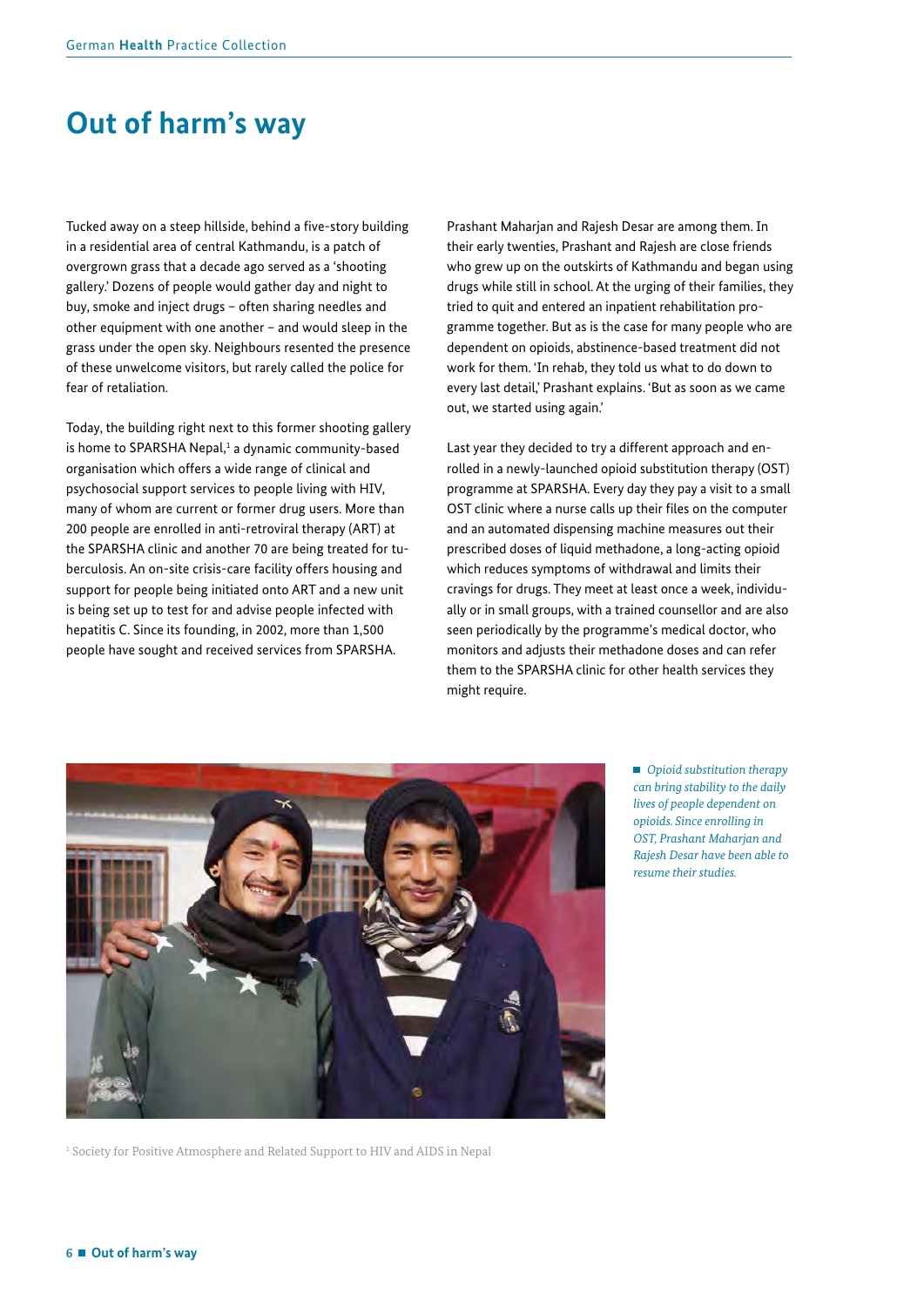# Out of harm's way

Tucked away on a steep hillside, behind a five-story building in a residential area of central Kathmandu, is a patch of overgrown grass that a decade ago served as a 'shooting gallery.' Dozens of people would gather day and night to buy, smoke and inject drugs – often sharing needles and other equipment with one another – and would sleep in the grass under the open sky. Neighbours resented the presence of these unwelcome visitors, but rarely called the police for fear of retaliation.

Today, the building right next to this former shooting gallery is home to SPARSHA Nepal,[1] a dynamic community-based organisation which offers a wide range of clinical and psychosocial support services to people living with HIV, many of whom are current or former drug users. More than 200 people are enrolled in anti-retroviral therapy (ART) at the SPARSHA clinic and another 70 are being treated for tuberculosis. An on-site crisis-care facility offers housing and support for people being initiated onto ART and a new unit is being set up to test for and advise people infected with hepatitis C. Since its founding, in 2002, more than 1,500 people have sought and received services from SPARSHA.

Prashant Maharjan and Rajesh Desar are among them. In their early twenties, Prashant and Rajesh are close friends who grew up on the outskirts of Kathmandu and began using drugs while still in school. At the urging of their families, they tried to quit and entered an inpatient rehabilitation programme together. But as is the case for many people who are dependent on opioids, abstinence-based treatment did not work for them. 'In rehab, they told us what to do down to every last detail,' Prashant explains. 'But as soon as we came out, we started using again.'

Last year they decided to try a different approach and enrolled in a newly-launched opioid substitution therapy (OST) programme at SPARSHA. Every day they pay a visit to a small OST clinic where a nurse calls up their files on the computer and an automated dispensing machine measures out their prescribed doses of liquid methadone, a long-acting opioid which reduces symptoms of withdrawal and limits their cravings for drugs. They meet at least once a week, individually or in small groups, with a trained counsellor and are also seen periodically by the programme's medical doctor, who monitors and adjusts their methadone doses and can refer them to the SPARSHA clinic for other health services they might require.

*Opioid substitution therapy can bring stability to the daily lives of people dependent on opioids. Since enrolling in OST, Prashant Maharjan and Rajesh Desar have been able to resume their studies.*

[1] Society for Positive Atmosphere and Related Support to HIV and AIDS in Nepal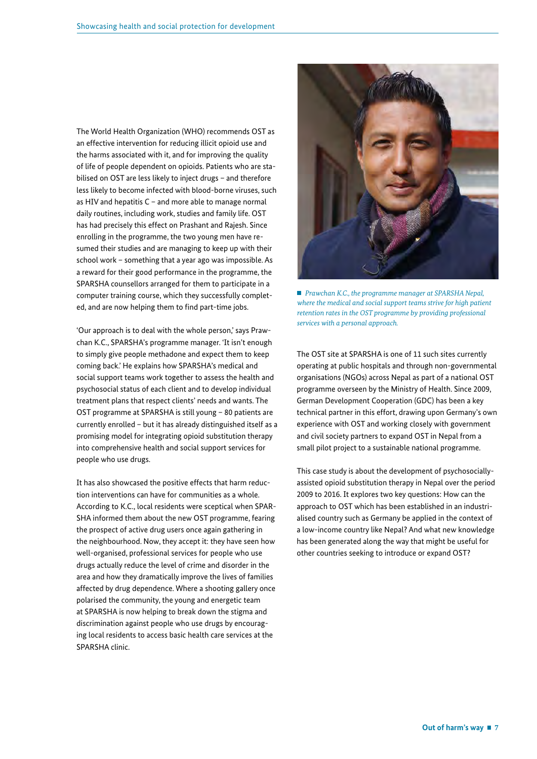The World Health Organization (WHO) recommends OST as an effective intervention for reducing illicit opioid use and the harms associated with it, and for improving the quality of life of people dependent on opioids. Patients who are stabilised on OST are less likely to inject drugs – and therefore less likely to become infected with blood-borne viruses, such as HIV and hepatitis C – and more able to manage normal daily routines, including work, studies and family life. OST has had precisely this effect on Prashant and Rajesh. Since enrolling in the programme, the two young men have resumed their studies and are managing to keep up with their school work – something that a year ago was impossible. As a reward for their good performance in the programme, the SPARSHA counsellors arranged for them to participate in a computer training course, which they successfully completed, and are now helping them to find part-time jobs.

'Our approach is to deal with the whole person,' says Prawchan K.C., SPARSHA's programme manager. 'It isn't enough to simply give people methadone and expect them to keep coming back.' He explains how SPARSHA's medical and social support teams work together to assess the health and psychosocial status of each client and to develop individual treatment plans that respect clients' needs and wants. The OST programme at SPARSHA is still young – 80 patients are currently enrolled – but it has already distinguished itself as a promising model for integrating opioid substitution therapy into comprehensive health and social support services for people who use drugs.

It has also showcased the positive effects that harm reduction interventions can have for communities as a whole. According to K.C., local residents were sceptical when SPARSHA informed them about the new OST programme, fearing the prospect of active drug users once again gathering in the neighbourhood. Now, they accept it: they have seen how well-organised, professional services for people who use drugs actually reduce the level of crime and disorder in the area and how they dramatically improve the lives of families affected by drug dependence. Where a shooting gallery once polarised the community, the young and energetic team at SPARSHA is now helping to break down the stigma and discrimination against people who use drugs by encouraging local residents to access basic health care services at the SPARSHA clinic.

*Prawchan K.C., the programme manager at SPARSHA Nepal, where the medical and social support teams strive for high patient retention rates in the OST programme by providing professional services with a personal approach.*

The OST site at SPARSHA is one of 11 such sites currently operating at public hospitals and through non-governmental organisations (NGOs) across Nepal as part of a national OST programme overseen by the Ministry of Health. Since 2009, German Development Cooperation (GDC) has been a key technical partner in this effort, drawing upon Germany's own experience with OST and working closely with government and civil society partners to expand OST in Nepal from a small pilot project to a sustainable national programme.

This case study is about the development of psychosocially-assisted opioid substitution therapy in Nepal over the period 2009 to 2016. It explores two key questions: How can the approach to OST which has been established in an industrialised country such as Germany be applied in the context of a low-income country like Nepal? And what new knowledge has been generated along the way that might be useful for other countries seeking to introduce or expand OST?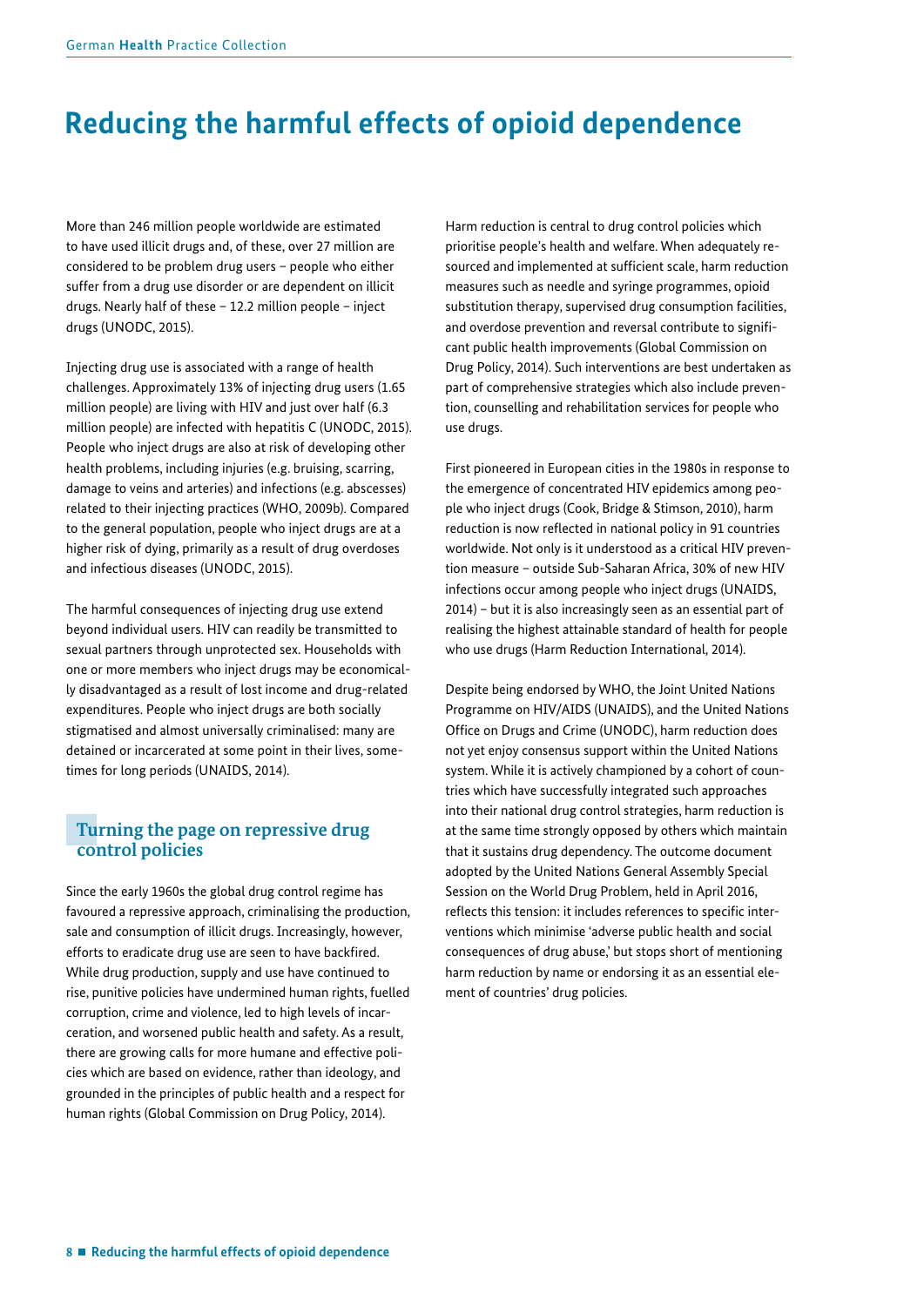# Reducing the harmful effects of opioid dependence

More than 246 million people worldwide are estimated to have used illicit drugs and, of these, over 27 million are considered to be problem drug users – people who either suffer from a drug use disorder or are dependent on illicit drugs. Nearly half of these – 12.2 million people – inject drugs (UNODC, 2015).

Injecting drug use is associated with a range of health challenges. Approximately 13% of injecting drug users (1.65 million people) are living with HIV and just over half (6.3 million people) are infected with hepatitis C (UNODC, 2015). People who inject drugs are also at risk of developing other health problems, including injuries (e.g. bruising, scarring, damage to veins and arteries) and infections (e.g. abscesses) related to their injecting practices (WHO, 2009b). Compared to the general population, people who inject drugs are at a higher risk of dying, primarily as a result of drug overdoses and infectious diseases (UNODC, 2015).

The harmful consequences of injecting drug use extend beyond individual users. HIV can readily be transmitted to sexual partners through unprotected sex. Households with one or more members who inject drugs may be economically disadvantaged as a result of lost income and drug-related expenditures. People who inject drugs are both socially stigmatised and almost universally criminalised: many are detained or incarcerated at some point in their lives, sometimes for long periods (UNAIDS, 2014).

## Turning the page on repressive drug control policies

Since the early 1960s the global drug control regime has favoured a repressive approach, criminalising the production, sale and consumption of illicit drugs. Increasingly, however, efforts to eradicate drug use are seen to have backfired. While drug production, supply and use have continued to rise, punitive policies have undermined human rights, fuelled corruption, crime and violence, led to high levels of incarceration, and worsened public health and safety. As a result, there are growing calls for more humane and effective policies which are based on evidence, rather than ideology, and grounded in the principles of public health and a respect for human rights (Global Commission on Drug Policy, 2014).

Harm reduction is central to drug control policies which prioritise people's health and welfare. When adequately resourced and implemented at sufficient scale, harm reduction measures such as needle and syringe programmes, opioid substitution therapy, supervised drug consumption facilities, and overdose prevention and reversal contribute to significant public health improvements (Global Commission on Drug Policy, 2014). Such interventions are best undertaken as part of comprehensive strategies which also include prevention, counselling and rehabilitation services for people who use drugs.

First pioneered in European cities in the 1980s in response to the emergence of concentrated HIV epidemics among people who inject drugs (Cook, Bridge & Stimson, 2010), harm reduction is now reflected in national policy in 91 countries worldwide. Not only is it understood as a critical HIV prevention measure – outside Sub-Saharan Africa, 30% of new HIV infections occur among people who inject drugs (UNAIDS, 2014) – but it is also increasingly seen as an essential part of realising the highest attainable standard of health for people who use drugs (Harm Reduction International, 2014).

Despite being endorsed by WHO, the Joint United Nations Programme on HIV/AIDS (UNAIDS), and the United Nations Office on Drugs and Crime (UNODC), harm reduction does not yet enjoy consensus support within the United Nations system. While it is actively championed by a cohort of countries which have successfully integrated such approaches into their national drug control strategies, harm reduction is at the same time strongly opposed by others which maintain that it sustains drug dependency. The outcome document adopted by the United Nations General Assembly Special Session on the World Drug Problem, held in April 2016, reflects this tension: it includes references to specific interventions which minimise 'adverse public health and social consequences of drug abuse,' but stops short of mentioning harm reduction by name or endorsing it as an essential element of countries' drug policies.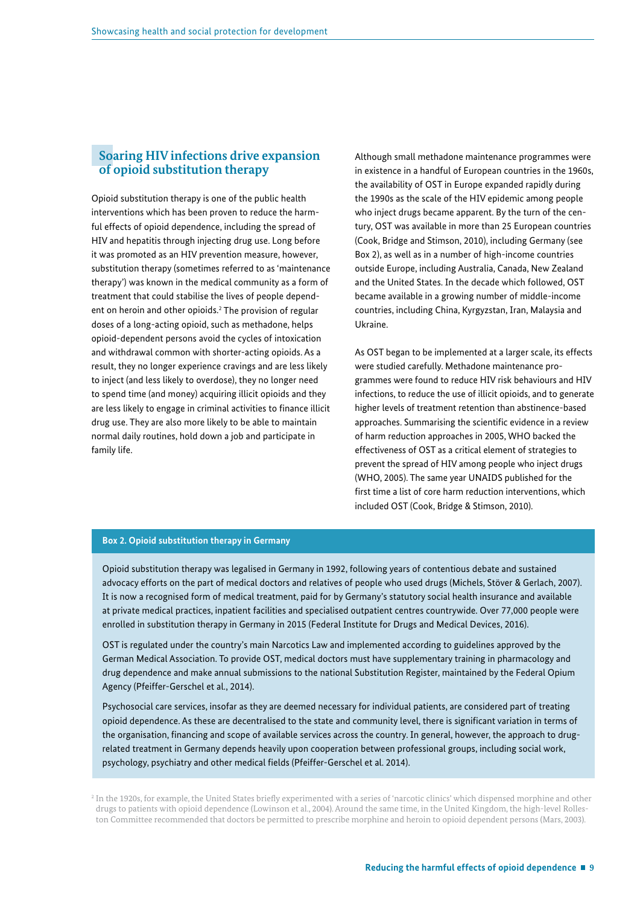## Soaring HIV infections drive expansion of opioid substitution therapy

Opioid substitution therapy is one of the public health interventions which has been proven to reduce the harmful effects of opioid dependence, including the spread of HIV and hepatitis through injecting drug use. Long before it was promoted as an HIV prevention measure, however, substitution therapy (sometimes referred to as 'maintenance therapy') was known in the medical community as a form of treatment that could stabilise the lives of people dependent on heroin and other opioids.[2] The provision of regular doses of a long-acting opioid, such as methadone, helps opioid-dependent persons avoid the cycles of intoxication and withdrawal common with shorter-acting opioids. As a result, they no longer experience cravings and are less likely to inject (and less likely to overdose), they no longer need to spend time (and money) acquiring illicit opioids and they are less likely to engage in criminal activities to finance illicit drug use. They are also more likely to be able to maintain normal daily routines, hold down a job and participate in family life.

Although small methadone maintenance programmes were in existence in a handful of European countries in the 1960s, the availability of OST in Europe expanded rapidly during the 1990s as the scale of the HIV epidemic among people who inject drugs became apparent. By the turn of the century, OST was available in more than 25 European countries (Cook, Bridge and Stimson, 2010), including Germany (see Box 2), as well as in a number of high-income countries outside Europe, including Australia, Canada, New Zealand and the United States. In the decade which followed, OST became available in a growing number of middle-income countries, including China, Kyrgyzstan, Iran, Malaysia and Ukraine.

As OST began to be implemented at a larger scale, its effects were studied carefully. Methadone maintenance programmes were found to reduce HIV risk behaviours and HIV infections, to reduce the use of illicit opioids, and to generate higher levels of treatment retention than abstinence-based approaches. Summarising the scientific evidence in a review of harm reduction approaches in 2005, WHO backed the effectiveness of OST as a critical element of strategies to prevent the spread of HIV among people who inject drugs (WHO, 2005). The same year UNAIDS published for the first time a list of core harm reduction interventions, which included OST (Cook, Bridge & Stimson, 2010).

**Box 2. Opioid substitution therapy in Germany**

Opioid substitution therapy was legalised in Germany in 1992, following years of contentious debate and sustained advocacy efforts on the part of medical doctors and relatives of people who used drugs (Michels, Stöver & Gerlach, 2007). It is now a recognised form of medical treatment, paid for by Germany's statutory social health insurance and available at private medical practices, inpatient facilities and specialised outpatient centres countrywide. Over 77,000 people were enrolled in substitution therapy in Germany in 2015 (Federal Institute for Drugs and Medical Devices, 2016).

OST is regulated under the country's main Narcotics Law and implemented according to guidelines approved by the German Medical Association. To provide OST, medical doctors must have supplementary training in pharmacology and drug dependence and make annual submissions to the national Substitution Register, maintained by the Federal Opium Agency (Pfeiffer-Gerschel et al., 2014).

Psychosocial care services, insofar as they are deemed necessary for individual patients, are considered part of treating opioid dependence. As these are decentralised to the state and community level, there is significant variation in terms of the organisation, financing and scope of available services across the country. In general, however, the approach to drug-related treatment in Germany depends heavily upon cooperation between professional groups, including social work, psychology, psychiatry and other medical fields (Pfeiffer-Gerschel et al. 2014).

[2] In the 1920s, for example, the United States briefly experimented with a series of 'narcotic clinics' which dispensed morphine and other drugs to patients with opioid dependence (Lowinson et al., 2004). Around the same time, in the United Kingdom, the high-level Rolleston Committee recommended that doctors be permitted to prescribe morphine and heroin to opioid dependent persons (Mars, 2003).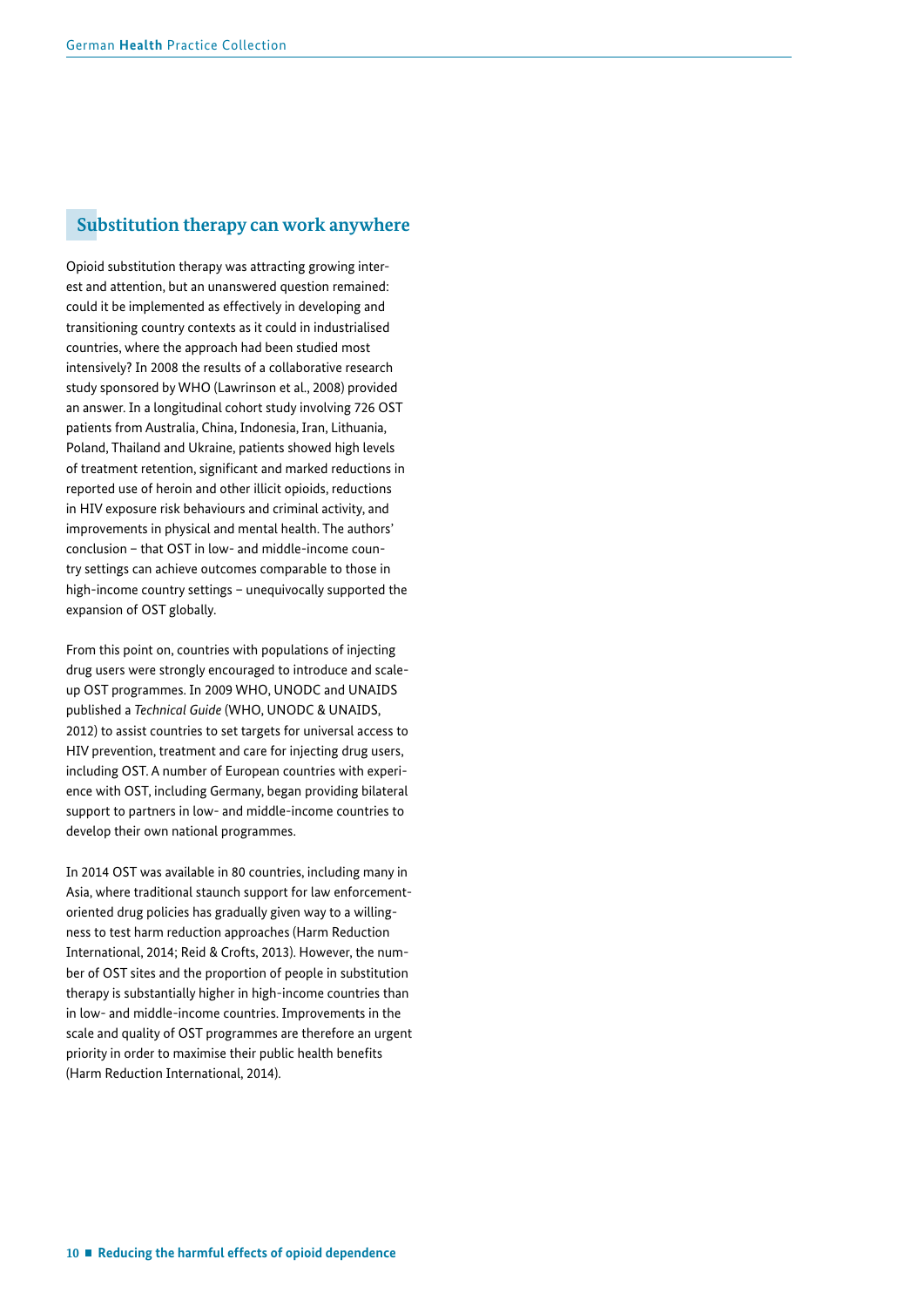## Substitution therapy can work anywhere

Opioid substitution therapy was attracting growing interest and attention, but an unanswered question remained: could it be implemented as effectively in developing and transitioning country contexts as it could in industrialised countries, where the approach had been studied most intensively? In 2008 the results of a collaborative research study sponsored by WHO (Lawrinson et al., 2008) provided an answer. In a longitudinal cohort study involving 726 OST patients from Australia, China, Indonesia, Iran, Lithuania, Poland, Thailand and Ukraine, patients showed high levels of treatment retention, significant and marked reductions in reported use of heroin and other illicit opioids, reductions in HIV exposure risk behaviours and criminal activity, and improvements in physical and mental health. The authors' conclusion – that OST in low- and middle-income country settings can achieve outcomes comparable to those in high-income country settings – unequivocally supported the expansion of OST globally.

From this point on, countries with populations of injecting drug users were strongly encouraged to introduce and scale-up OST programmes. In 2009 WHO, UNODC and UNAIDS published a *Technical Guide* (WHO, UNODC & UNAIDS, 2012) to assist countries to set targets for universal access to HIV prevention, treatment and care for injecting drug users, including OST. A number of European countries with experience with OST, including Germany, began providing bilateral support to partners in low- and middle-income countries to develop their own national programmes.

In 2014 OST was available in 80 countries, including many in Asia, where traditional staunch support for law enforcement-oriented drug policies has gradually given way to a willingness to test harm reduction approaches (Harm Reduction International, 2014; Reid & Crofts, 2013). However, the number of OST sites and the proportion of people in substitution therapy is substantially higher in high-income countries than in low- and middle-income countries. Improvements in the scale and quality of OST programmes are therefore an urgent priority in order to maximise their public health benefits (Harm Reduction International, 2014).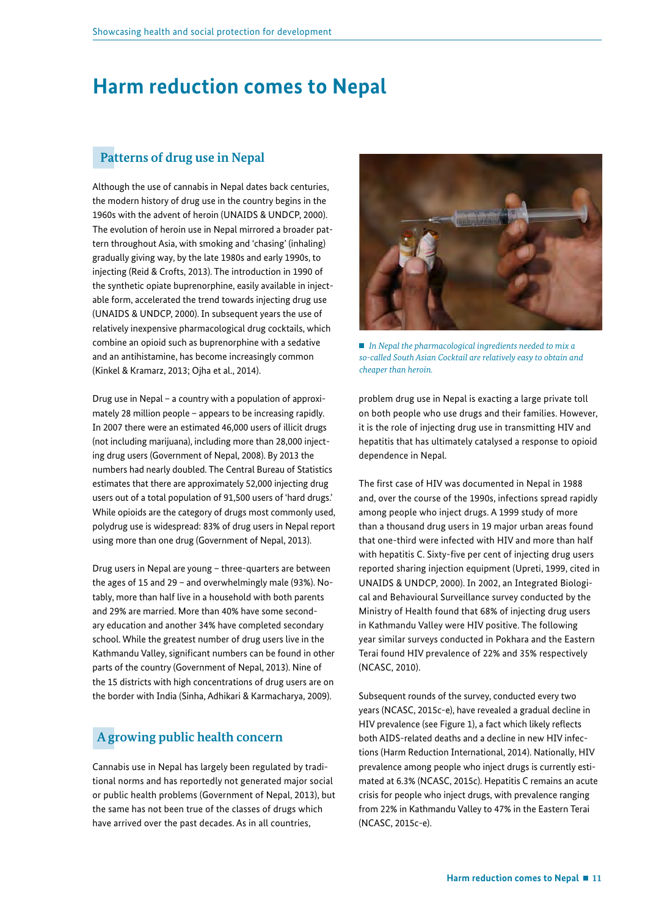# Harm reduction comes to Nepal

## Patterns of drug use in Nepal

Although the use of cannabis in Nepal dates back centuries, the modern history of drug use in the country begins in the 1960s with the advent of heroin (UNAIDS & UNDCP, 2000). The evolution of heroin use in Nepal mirrored a broader pattern throughout Asia, with smoking and 'chasing' (inhaling) gradually giving way, by the late 1980s and early 1990s, to injecting (Reid & Crofts, 2013). The introduction in 1990 of the synthetic opiate buprenorphine, easily available in injectable form, accelerated the trend towards injecting drug use (UNAIDS & UNDCP, 2000). In subsequent years the use of relatively inexpensive pharmacological drug cocktails, which combine an opioid such as buprenorphine with a sedative and an antihistamine, has become increasingly common (Kinkel & Kramarz, 2013; Ojha et al., 2014).

Drug use in Nepal – a country with a population of approximately 28 million people – appears to be increasing rapidly. In 2007 there were an estimated 46,000 users of illicit drugs (not including marijuana), including more than 28,000 injecting drug users (Government of Nepal, 2008). By 2013 the numbers had nearly doubled. The Central Bureau of Statistics estimates that there are approximately 52,000 injecting drug users out of a total population of 91,500 users of 'hard drugs.' While opioids are the category of drugs most commonly used, polydrug use is widespread: 83% of drug users in Nepal report using more than one drug (Government of Nepal, 2013).

Drug users in Nepal are young – three-quarters are between the ages of 15 and 29 – and overwhelmingly male (93%). Notably, more than half live in a household with both parents and 29% are married. More than 40% have some secondary education and another 34% have completed secondary school. While the greatest number of drug users live in the Kathmandu Valley, significant numbers can be found in other parts of the country (Government of Nepal, 2013). Nine of the 15 districts with high concentrations of drug users are on the border with India (Sinha, Adhikari & Karmacharya, 2009).

## A growing public health concern

Cannabis use in Nepal has largely been regulated by traditional norms and has reportedly not generated major social or public health problems (Government of Nepal, 2013), but the same has not been true of the classes of drugs which have arrived over the past decades. As in all countries, problem drug use in Nepal is exacting a large private toll on both people who use drugs and their families. However, it is the role of injecting drug use in transmitting HIV and hepatitis that has ultimately catalysed a response to opioid dependence in Nepal.

*In Nepal the pharmacological ingredients needed to mix a so-called South Asian Cocktail are relatively easy to obtain and cheaper than heroin.*

The first case of HIV was documented in Nepal in 1988 and, over the course of the 1990s, infections spread rapidly among people who inject drugs. A 1999 study of more than a thousand drug users in 19 major urban areas found that one-third were infected with HIV and more than half with hepatitis C. Sixty-five per cent of injecting drug users reported sharing injection equipment (Upreti, 1999, cited in UNAIDS & UNDCP, 2000). In 2002, an Integrated Biological and Behavioural Surveillance survey conducted by the Ministry of Health found that 68% of injecting drug users in Kathmandu Valley were HIV positive. The following year similar surveys conducted in Pokhara and the Eastern Terai found HIV prevalence of 22% and 35% respectively (NCASC, 2010).

Subsequent rounds of the survey, conducted every two years (NCASC, 2015c-e), have revealed a gradual decline in HIV prevalence (see Figure 1), a fact which likely reflects both AIDS-related deaths and a decline in new HIV infections (Harm Reduction International, 2014). Nationally, HIV prevalence among people who inject drugs is currently estimated at 6.3% (NCASC, 2015c). Hepatitis C remains an acute crisis for people who inject drugs, with prevalence ranging from 22% in Kathmandu Valley to 47% in the Eastern Terai (NCASC, 2015c-e).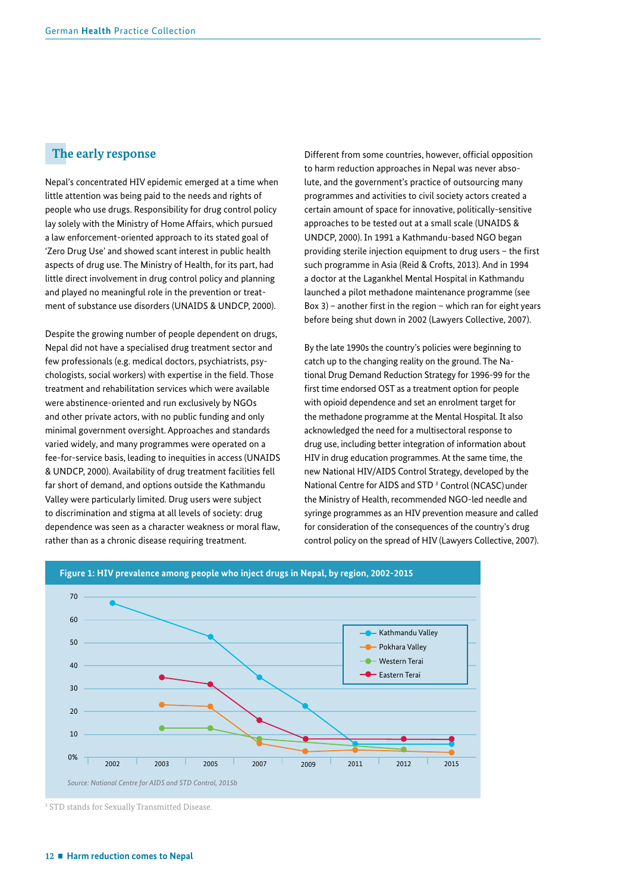## The early response

Nepal's concentrated HIV epidemic emerged at a time when little attention was being paid to the needs and rights of people who use drugs. Responsibility for drug control policy lay solely with the Ministry of Home Affairs, which pursued a law enforcement-oriented approach to its stated goal of 'Zero Drug Use' and showed scant interest in public health aspects of drug use. The Ministry of Health, for its part, had little direct involvement in drug control policy and planning and played no meaningful role in the prevention or treatment of substance use disorders (UNAIDS & UNDCP, 2000).

Despite the growing number of people dependent on drugs, Nepal did not have a specialised drug treatment sector and few professionals (e.g. medical doctors, psychiatrists, psychologists, social workers) with expertise in the field. Those treatment and rehabilitation services which were available were abstinence-oriented and run exclusively by NGOs and other private actors, with no public funding and only minimal government oversight. Approaches and standards varied widely, and many programmes were operated on a fee-for-service basis, leading to inequities in access (UNAIDS & UNDCP, 2000). Availability of drug treatment facilities fell far short of demand, and options outside the Kathmandu Valley were particularly limited. Drug users were subject to discrimination and stigma at all levels of society: drug dependence was seen as a character weakness or moral flaw, rather than as a chronic disease requiring treatment.

Different from some countries, however, official opposition to harm reduction approaches in Nepal was never absolute, and the government's practice of outsourcing many programmes and activities to civil society actors created a certain amount of space for innovative, politically-sensitive approaches to be tested out at a small scale (UNAIDS & UNDCP, 2000). In 1991 a Kathmandu-based NGO began providing sterile injection equipment to drug users – the first such programme in Asia (Reid & Crofts, 2013). And in 1994 a doctor at the Lagankhel Mental Hospital in Kathmandu launched a pilot methadone maintenance programme (see Box 3) – another first in the region – which ran for eight years before being shut down in 2002 (Lawyers Collective, 2007).

By the late 1990s the country's policies were beginning to catch up to the changing reality on the ground. The National Drug Demand Reduction Strategy for 1996-99 for the first time endorsed OST as a treatment option for people with opioid dependence and set an enrolment target for the methadone programme at the Mental Hospital. It also acknowledged the need for a multisectoral response to drug use, including better integration of information about HIV in drug education programmes. At the same time, the new National HIV/AIDS Control Strategy, developed by the National Centre for AIDS and STD[3] Control (NCASC) under the Ministry of Health, recommended NGO-led needle and syringe programmes as an HIV prevention measure and called for consideration of the consequences of the country's drug control policy on the spread of HIV (Lawyers Collective, 2007).

**Figure 1: HIV prevalence among people who inject drugs in Nepal, by region, 2002-2015**

| Region | 2002 | 2003 | 2005 | 2007 | 2009 | 2011 | 2012 | 2015 |
|---|---|---|---|---|---|---|---|---|
| Kathmandu Valley | ~67 | | ~53 | ~35 | ~22 | ~6 | | ~6 |
| Pokhara Valley | | ~23 | ~22 | ~6 | ~3 | ~3 | | ~2 |
| Western Terai | | ~13 | ~13 | ~8 | | | ~4 | |
| Eastern Terai | | ~35 | ~32 | ~16 | ~8 | | ~8 | ~8 |

*Source: National Centre for AIDS and STD Control, 2015b*

[3] STD stands for Sexually Transmitted Disease.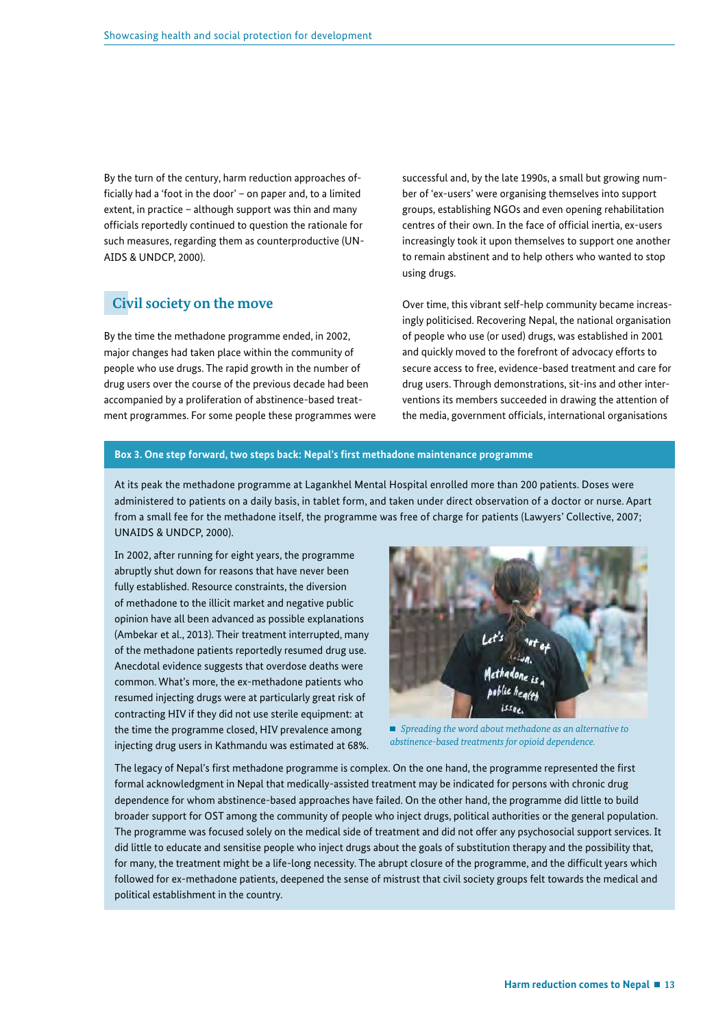By the turn of the century, harm reduction approaches officially had a 'foot in the door' – on paper and, to a limited extent, in practice – although support was thin and many officials reportedly continued to question the rationale for such measures, regarding them as counterproductive (UNAIDS & UNDCP, 2000).

## Civil society on the move

By the time the methadone programme ended, in 2002, major changes had taken place within the community of people who use drugs. The rapid growth in the number of drug users over the course of the previous decade had been accompanied by a proliferation of abstinence-based treatment programmes. For some people these programmes were successful and, by the late 1990s, a small but growing number of 'ex-users' were organising themselves into support groups, establishing NGOs and even opening rehabilitation centres of their own. In the face of official inertia, ex-users increasingly took it upon themselves to support one another to remain abstinent and to help others who wanted to stop using drugs.

Over time, this vibrant self-help community became increasingly politicised. Recovering Nepal, the national organisation of people who use (or used) drugs, was established in 2001 and quickly moved to the forefront of advocacy efforts to secure access to free, evidence-based treatment and care for drug users. Through demonstrations, sit-ins and other interventions its members succeeded in drawing the attention of the media, government officials, international organisations

**Box 3. One step forward, two steps back: Nepal's first methadone maintenance programme**

At its peak the methadone programme at Lagankhel Mental Hospital enrolled more than 200 patients. Doses were administered to patients on a daily basis, in tablet form, and taken under direct observation of a doctor or nurse. Apart from a small fee for the methadone itself, the programme was free of charge for patients (Lawyers' Collective, 2007; UNAIDS & UNDCP, 2000).

In 2002, after running for eight years, the programme abruptly shut down for reasons that have never been fully established. Resource constraints, the diversion of methadone to the illicit market and negative public opinion have all been advanced as possible explanations (Ambekar et al., 2013). Their treatment interrupted, many of the methadone patients reportedly resumed drug use. Anecdotal evidence suggests that overdose deaths were common. What's more, the ex-methadone patients who resumed injecting drugs were at particularly great risk of contracting HIV if they did not use sterile equipment: at the time the programme closed, HIV prevalence among injecting drug users in Kathmandu was estimated at 68%.

*Spreading the word about methadone as an alternative to abstinence-based treatments for opioid dependence.*

The legacy of Nepal's first methadone programme is complex. On the one hand, the programme represented the first formal acknowledgment in Nepal that medically-assisted treatment may be indicated for persons with chronic drug dependence for whom abstinence-based approaches have failed. On the other hand, the programme did little to build broader support for OST among the community of people who inject drugs, political authorities or the general population. The programme was focused solely on the medical side of treatment and did not offer any psychosocial support services. It did little to educate and sensitise people who inject drugs about the goals of substitution therapy and the possibility that, for many, the treatment might be a life-long necessity. The abrupt closure of the programme, and the difficult years which followed for ex-methadone patients, deepened the sense of mistrust that civil society groups felt towards the medical and political establishment in the country.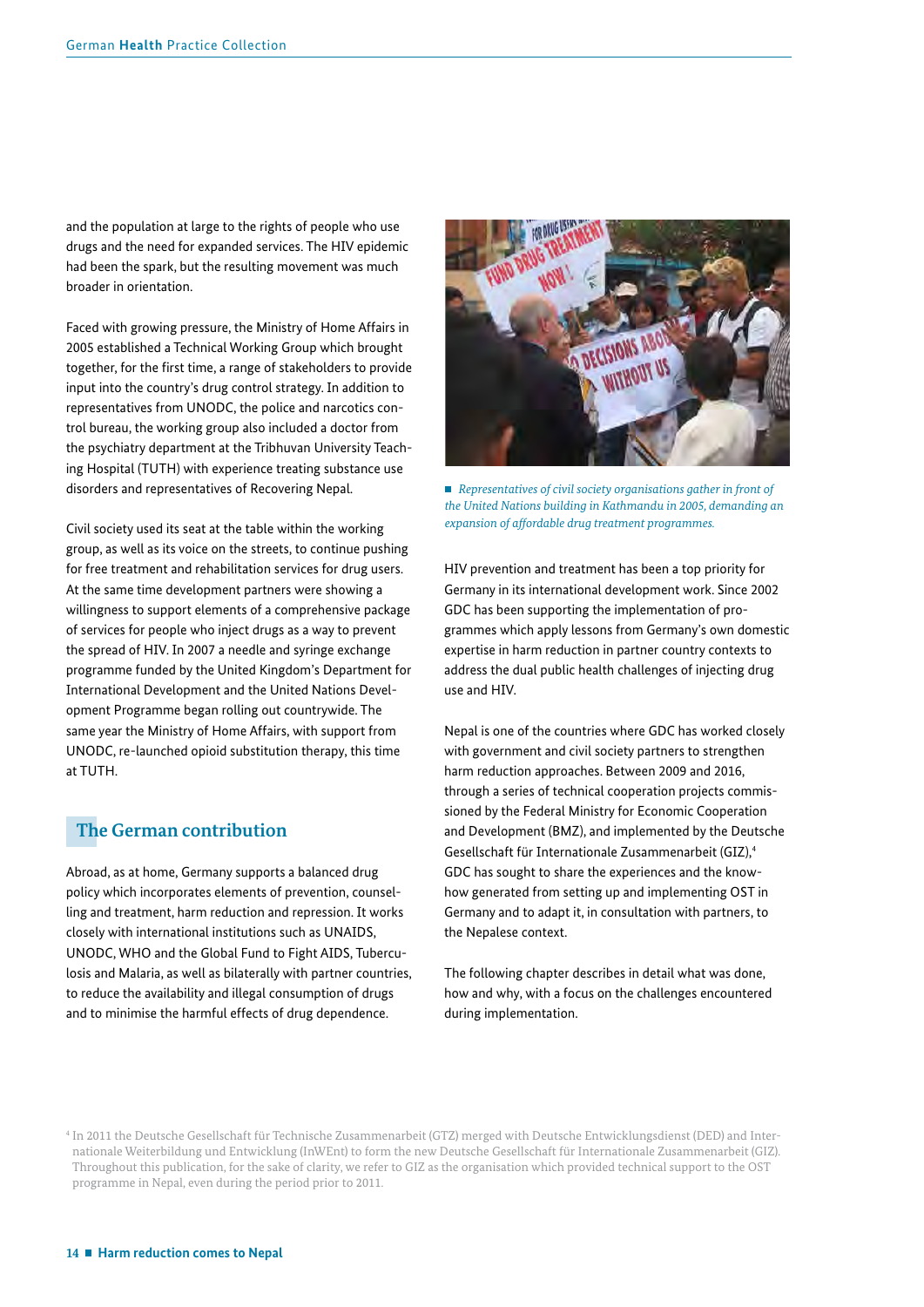and the population at large to the rights of people who use drugs and the need for expanded services. The HIV epidemic had been the spark, but the resulting movement was much broader in orientation.

Faced with growing pressure, the Ministry of Home Affairs in 2005 established a Technical Working Group which brought together, for the first time, a range of stakeholders to provide input into the country's drug control strategy. In addition to representatives from UNODC, the police and narcotics control bureau, the working group also included a doctor from the psychiatry department at the Tribhuvan University Teaching Hospital (TUTH) with experience treating substance use disorders and representatives of Recovering Nepal.

Civil society used its seat at the table within the working group, as well as its voice on the streets, to continue pushing for free treatment and rehabilitation services for drug users. At the same time development partners were showing a willingness to support elements of a comprehensive package of services for people who inject drugs as a way to prevent the spread of HIV. In 2007 a needle and syringe exchange programme funded by the United Kingdom's Department for International Development and the United Nations Development Programme began rolling out countrywide. The same year the Ministry of Home Affairs, with support from UNODC, re-launched opioid substitution therapy, this time at TUTH.

*Representatives of civil society organisations gather in front of the United Nations building in Kathmandu in 2005, demanding an expansion of affordable drug treatment programmes.*

## The German contribution

Abroad, as at home, Germany supports a balanced drug policy which incorporates elements of prevention, counselling and treatment, harm reduction and repression. It works closely with international institutions such as UNAIDS, UNODC, WHO and the Global Fund to Fight AIDS, Tuberculosis and Malaria, as well as bilaterally with partner countries, to reduce the availability and illegal consumption of drugs and to minimise the harmful effects of drug dependence.

HIV prevention and treatment has been a top priority for Germany in its international development work. Since 2002 GDC has been supporting the implementation of programmes which apply lessons from Germany's own domestic expertise in harm reduction in partner country contexts to address the dual public health challenges of injecting drug use and HIV.

Nepal is one of the countries where GDC has worked closely with government and civil society partners to strengthen harm reduction approaches. Between 2009 and 2016, through a series of technical cooperation projects commissioned by the Federal Ministry for Economic Cooperation and Development (BMZ), and implemented by the Deutsche Gesellschaft für Internationale Zusammenarbeit (GIZ),[4] GDC has sought to share the experiences and the know-how generated from setting up and implementing OST in Germany and to adapt it, in consultation with partners, to the Nepalese context.

The following chapter describes in detail what was done, how and why, with a focus on the challenges encountered during implementation.

[4] In 2011 the Deutsche Gesellschaft für Technische Zusammenarbeit (GTZ) merged with Deutsche Entwicklungsdienst (DED) and Internationale Weiterbildung und Entwicklung (InWEnt) to form the new Deutsche Gesellschaft für Internationale Zusammenarbeit (GIZ). Throughout this publication, for the sake of clarity, we refer to GIZ as the organisation which provided technical support to the OST programme in Nepal, even during the period prior to 2011.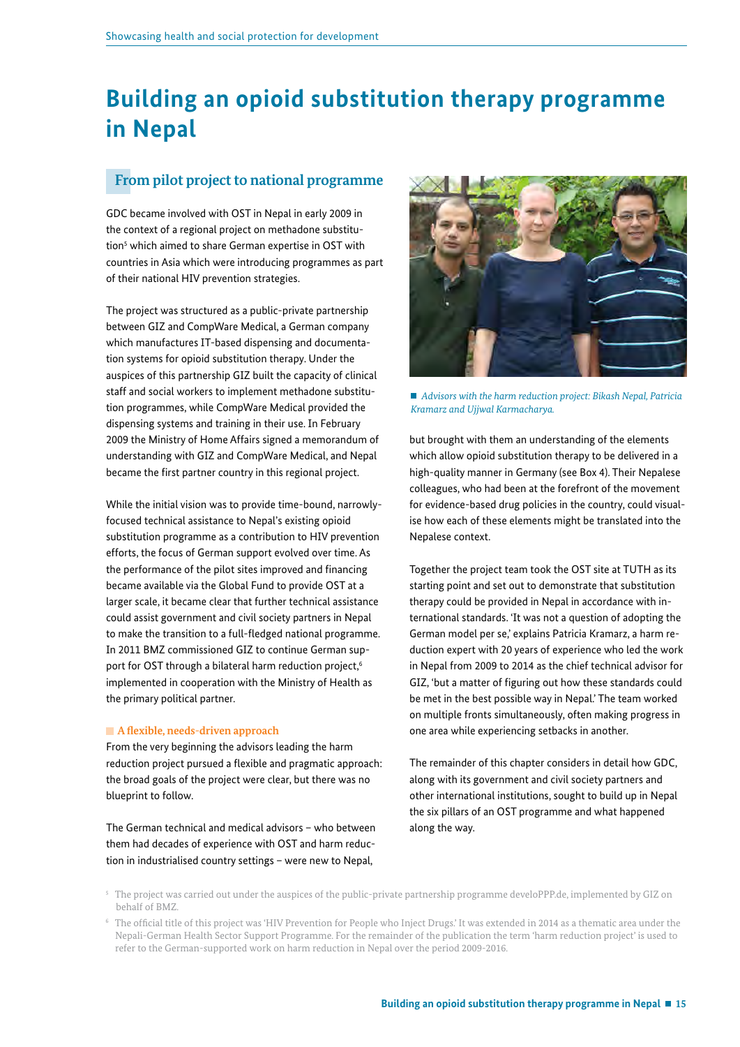# Building an opioid substitution therapy programme in Nepal

## From pilot project to national programme

GDC became involved with OST in Nepal in early 2009 in the context of a regional project on methadone substitution[5] which aimed to share German expertise in OST with countries in Asia which were introducing programmes as part of their national HIV prevention strategies.

The project was structured as a public-private partnership between GIZ and CompWare Medical, a German company which manufactures IT-based dispensing and documentation systems for opioid substitution therapy. Under the auspices of this partnership GIZ built the capacity of clinical staff and social workers to implement methadone substitution programmes, while CompWare Medical provided the dispensing systems and training in their use. In February 2009 the Ministry of Home Affairs signed a memorandum of understanding with GIZ and CompWare Medical, and Nepal became the first partner country in this regional project.

While the initial vision was to provide time-bound, narrowly-focused technical assistance to Nepal's existing opioid substitution programme as a contribution to HIV prevention efforts, the focus of German support evolved over time. As the performance of the pilot sites improved and financing became available via the Global Fund to provide OST at a larger scale, it became clear that further technical assistance could assist government and civil society partners in Nepal to make the transition to a full-fledged national programme. In 2011 BMZ commissioned GIZ to continue German support for OST through a bilateral harm reduction project,[6] implemented in cooperation with the Ministry of Health as the primary political partner.

### A flexible, needs-driven approach

From the very beginning the advisors leading the harm reduction project pursued a flexible and pragmatic approach: the broad goals of the project were clear, but there was no blueprint to follow.

The German technical and medical advisors – who between them had decades of experience with OST and harm reduction in industrialised country settings – were new to Nepal, but brought with them an understanding of the elements which allow opioid substitution therapy to be delivered in a high-quality manner in Germany (see Box 4). Their Nepalese colleagues, who had been at the forefront of the movement for evidence-based drug policies in the country, could visualise how each of these elements might be translated into the Nepalese context.

*Advisors with the harm reduction project: Bikash Nepal, Patricia Kramarz and Ujjwal Karmacharya.*

Together the project team took the OST site at TUTH as its starting point and set out to demonstrate that substitution therapy could be provided in Nepal in accordance with international standards. 'It was not a question of adopting the German model per se,' explains Patricia Kramarz, a harm reduction expert with 20 years of experience who led the work in Nepal from 2009 to 2014 as the chief technical advisor for GIZ, 'but a matter of figuring out how these standards could be met in the best possible way in Nepal.' The team worked on multiple fronts simultaneously, often making progress in one area while experiencing setbacks in another.

The remainder of this chapter considers in detail how GDC, along with its government and civil society partners and other international institutions, sought to build up in Nepal the six pillars of an OST programme and what happened along the way.

[5] The project was carried out under the auspices of the public-private partnership programme develoPPP.de, implemented by GIZ on behalf of BMZ.

[6] The official title of this project was 'HIV Prevention for People who Inject Drugs.' It was extended in 2014 as a thematic area under the Nepali-German Health Sector Support Programme. For the remainder of the publication the term 'harm reduction project' is used to refer to the German-supported work on harm reduction in Nepal over the period 2009-2016.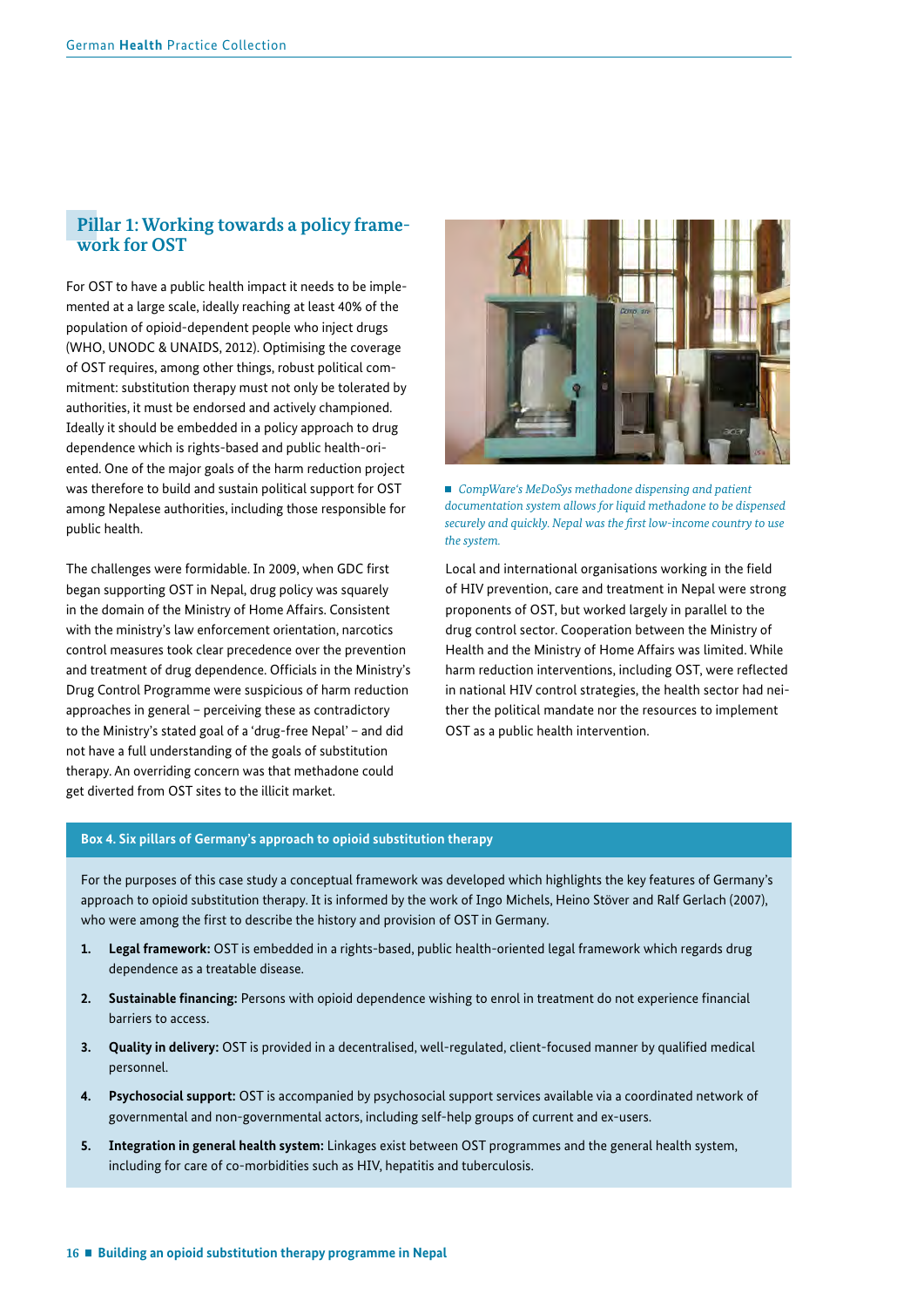## Pillar 1: Working towards a policy framework for OST

For OST to have a public health impact it needs to be implemented at a large scale, ideally reaching at least 40% of the population of opioid-dependent people who inject drugs (WHO, UNODC & UNAIDS, 2012). Optimising the coverage of OST requires, among other things, robust political commitment: substitution therapy must not only be tolerated by authorities, it must be endorsed and actively championed. Ideally it should be embedded in a policy approach to drug dependence which is rights-based and public health-oriented. One of the major goals of the harm reduction project was therefore to build and sustain political support for OST among Nepalese authorities, including those responsible for public health.

The challenges were formidable. In 2009, when GDC first began supporting OST in Nepal, drug policy was squarely in the domain of the Ministry of Home Affairs. Consistent with the ministry's law enforcement orientation, narcotics control measures took clear precedence over the prevention and treatment of drug dependence. Officials in the Ministry's Drug Control Programme were suspicious of harm reduction approaches in general – perceiving these as contradictory to the Ministry's stated goal of a 'drug-free Nepal' – and did not have a full understanding of the goals of substitution therapy. An overriding concern was that methadone could get diverted from OST sites to the illicit market.

*CompWare's MeDoSys methadone dispensing and patient documentation system allows for liquid methadone to be dispensed securely and quickly. Nepal was the first low-income country to use the system.*

Local and international organisations working in the field of HIV prevention, care and treatment in Nepal were strong proponents of OST, but worked largely in parallel to the drug control sector. Cooperation between the Ministry of Health and the Ministry of Home Affairs was limited. While harm reduction interventions, including OST, were reflected in national HIV control strategies, the health sector had neither the political mandate nor the resources to implement OST as a public health intervention.

### Box 4. Six pillars of Germany's approach to opioid substitution therapy

For the purposes of this case study a conceptual framework was developed which highlights the key features of Germany's approach to opioid substitution therapy. It is informed by the work of Ingo Michels, Heino Stöver and Ralf Gerlach (2007), who were among the first to describe the history and provision of OST in Germany.

1. **Legal framework:** OST is embedded in a rights-based, public health-oriented legal framework which regards drug dependence as a treatable disease.
2. **Sustainable financing:** Persons with opioid dependence wishing to enrol in treatment do not experience financial barriers to access.
3. **Quality in delivery:** OST is provided in a decentralised, well-regulated, client-focused manner by qualified medical personnel.
4. **Psychosocial support:** OST is accompanied by psychosocial support services available via a coordinated network of governmental and non-governmental actors, including self-help groups of current and ex-users.
5. **Integration in general health system:** Linkages exist between OST programmes and the general health system, including for care of co-morbidities such as HIV, hepatitis and tuberculosis.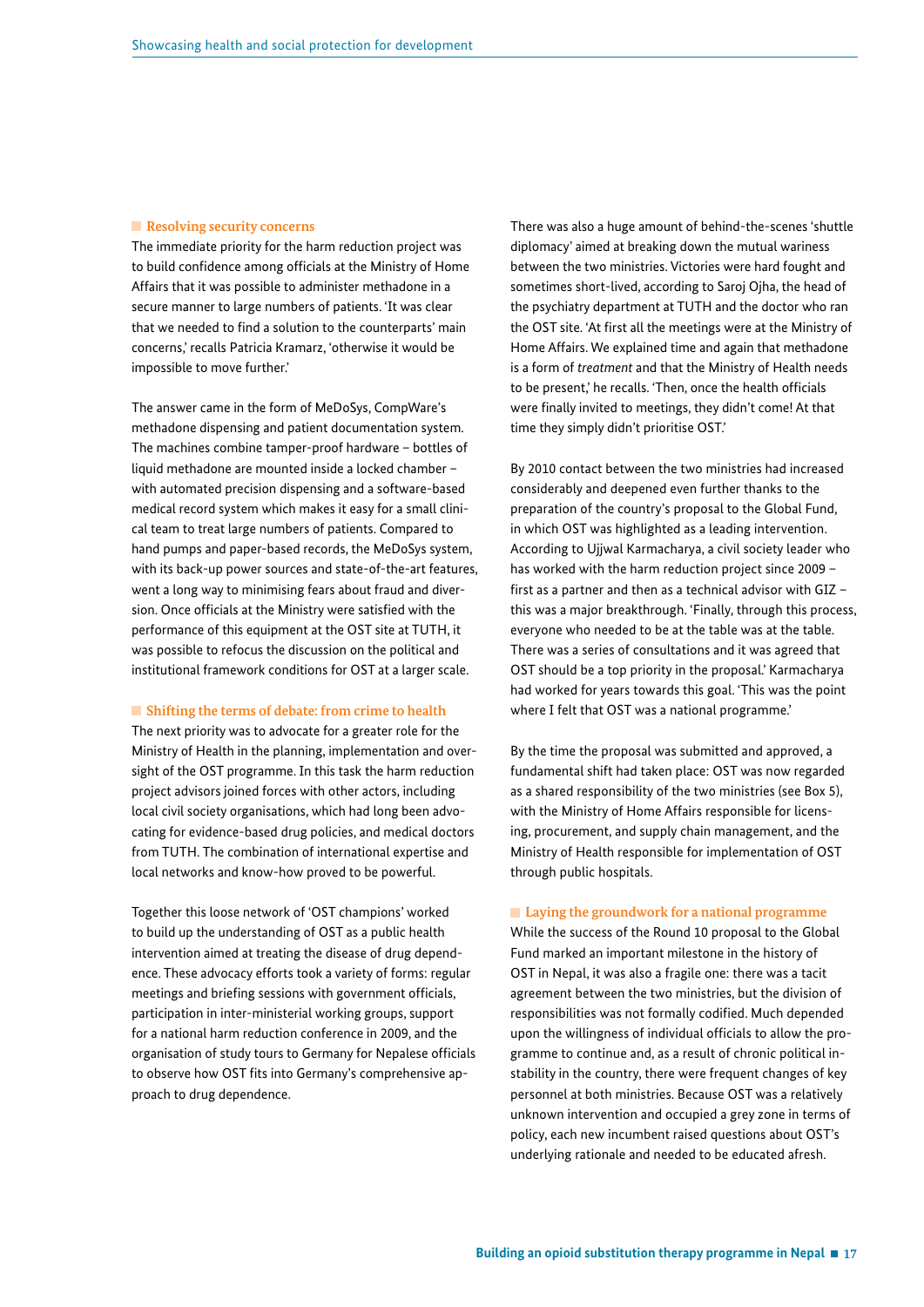### Resolving security concerns

The immediate priority for the harm reduction project was to build confidence among officials at the Ministry of Home Affairs that it was possible to administer methadone in a secure manner to large numbers of patients. 'It was clear that we needed to find a solution to the counterparts' main concerns,' recalls Patricia Kramarz, 'otherwise it would be impossible to move further.'

The answer came in the form of MeDoSys, CompWare's methadone dispensing and patient documentation system. The machines combine tamper-proof hardware – bottles of liquid methadone are mounted inside a locked chamber – with automated precision dispensing and a software-based medical record system which makes it easy for a small clinical team to treat large numbers of patients. Compared to hand pumps and paper-based records, the MeDoSys system, with its back-up power sources and state-of-the-art features, went a long way to minimising fears about fraud and diversion. Once officials at the Ministry were satisfied with the performance of this equipment at the OST site at TUTH, it was possible to refocus the discussion on the political and institutional framework conditions for OST at a larger scale.

### Shifting the terms of debate: from crime to health

The next priority was to advocate for a greater role for the Ministry of Health in the planning, implementation and oversight of the OST programme. In this task the harm reduction project advisors joined forces with other actors, including local civil society organisations, which had long been advocating for evidence-based drug policies, and medical doctors from TUTH. The combination of international expertise and local networks and know-how proved to be powerful.

Together this loose network of 'OST champions' worked to build up the understanding of OST as a public health intervention aimed at treating the disease of drug dependence. These advocacy efforts took a variety of forms: regular meetings and briefing sessions with government officials, participation in inter-ministerial working groups, support for a national harm reduction conference in 2009, and the organisation of study tours to Germany for Nepalese officials to observe how OST fits into Germany's comprehensive approach to drug dependence.

There was also a huge amount of behind-the-scenes 'shuttle diplomacy' aimed at breaking down the mutual wariness between the two ministries. Victories were hard fought and sometimes short-lived, according to Saroj Ojha, the head of the psychiatry department at TUTH and the doctor who ran the OST site. 'At first all the meetings were at the Ministry of Home Affairs. We explained time and again that methadone is a form of *treatment* and that the Ministry of Health needs to be present,' he recalls. 'Then, once the health officials were finally invited to meetings, they didn't come! At that time they simply didn't prioritise OST.'

By 2010 contact between the two ministries had increased considerably and deepened even further thanks to the preparation of the country's proposal to the Global Fund, in which OST was highlighted as a leading intervention. According to Ujjwal Karmacharya, a civil society leader who has worked with the harm reduction project since 2009 – first as a partner and then as a technical advisor with GIZ – this was a major breakthrough. 'Finally, through this process, everyone who needed to be at the table was at the table. There was a series of consultations and it was agreed that OST should be a top priority in the proposal.' Karmacharya had worked for years towards this goal. 'This was the point where I felt that OST was a national programme.'

By the time the proposal was submitted and approved, a fundamental shift had taken place: OST was now regarded as a shared responsibility of the two ministries (see Box 5), with the Ministry of Home Affairs responsible for licensing, procurement, and supply chain management, and the Ministry of Health responsible for implementation of OST through public hospitals.

### Laying the groundwork for a national programme

While the success of the Round 10 proposal to the Global Fund marked an important milestone in the history of OST in Nepal, it was also a fragile one: there was a tacit agreement between the two ministries, but the division of responsibilities was not formally codified. Much depended upon the willingness of individual officials to allow the programme to continue and, as a result of chronic political instability in the country, there were frequent changes of key personnel at both ministries. Because OST was a relatively unknown intervention and occupied a grey zone in terms of policy, each new incumbent raised questions about OST's underlying rationale and needed to be educated afresh.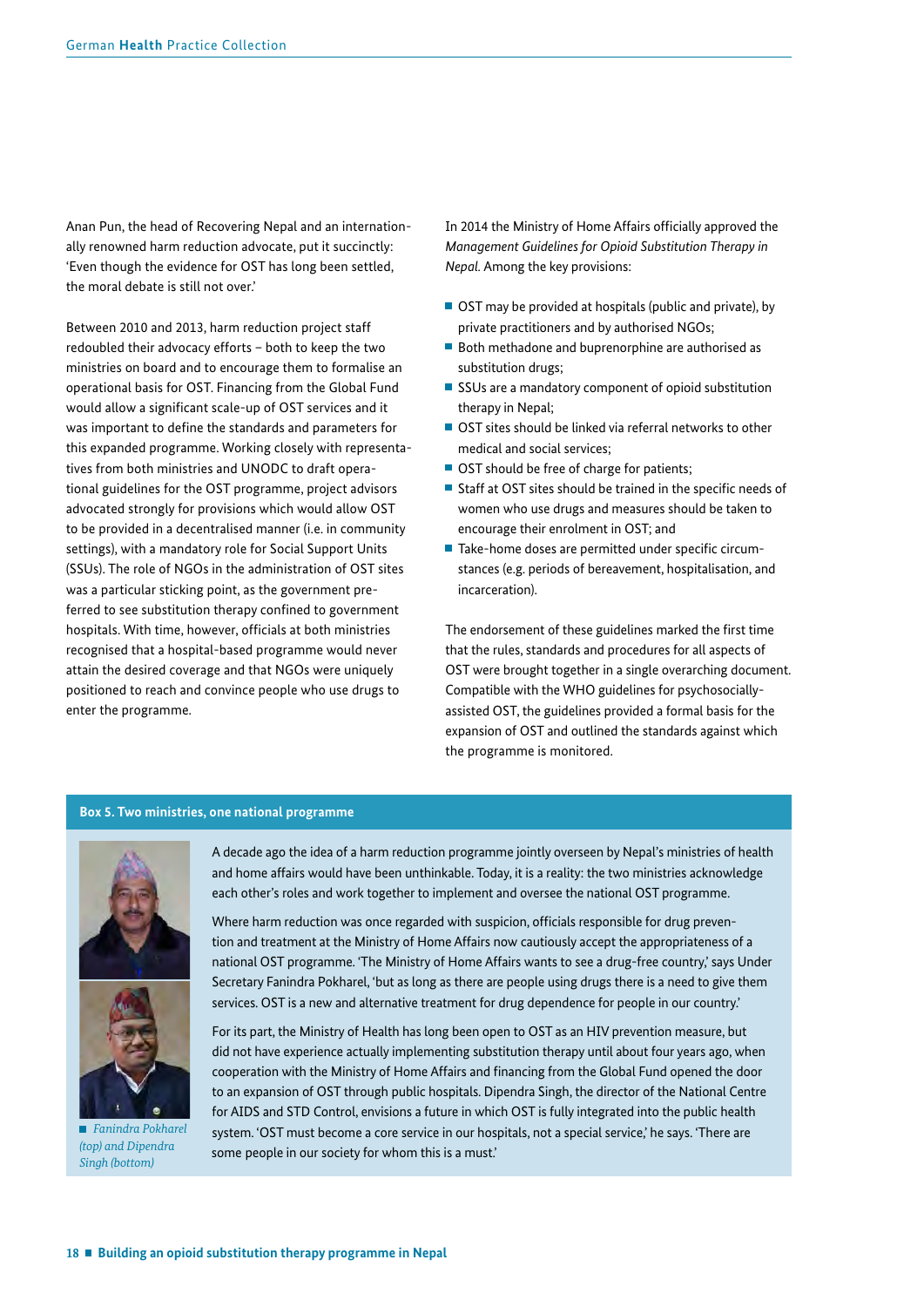Anan Pun, the head of Recovering Nepal and an internationally renowned harm reduction advocate, put it succinctly: 'Even though the evidence for OST has long been settled, the moral debate is still not over.'

Between 2010 and 2013, harm reduction project staff redoubled their advocacy efforts – both to keep the two ministries on board and to encourage them to formalise an operational basis for OST. Financing from the Global Fund would allow a significant scale-up of OST services and it was important to define the standards and parameters for this expanded programme. Working closely with representatives from both ministries and UNODC to draft operational guidelines for the OST programme, project advisors advocated strongly for provisions which would allow OST to be provided in a decentralised manner (i.e. in community settings), with a mandatory role for Social Support Units (SSUs). The role of NGOs in the administration of OST sites was a particular sticking point, as the government preferred to see substitution therapy confined to government hospitals. With time, however, officials at both ministries recognised that a hospital-based programme would never attain the desired coverage and that NGOs were uniquely positioned to reach and convince people who use drugs to enter the programme.

In 2014 the Ministry of Home Affairs officially approved the *Management Guidelines for Opioid Substitution Therapy in Nepal*. Among the key provisions:

- OST may be provided at hospitals (public and private), by private practitioners and by authorised NGOs;
- Both methadone and buprenorphine are authorised as substitution drugs;
- SSUs are a mandatory component of opioid substitution therapy in Nepal;
- OST sites should be linked via referral networks to other medical and social services;
- OST should be free of charge for patients;
- Staff at OST sites should be trained in the specific needs of women who use drugs and measures should be taken to encourage their enrolment in OST; and
- Take-home doses are permitted under specific circumstances (e.g. periods of bereavement, hospitalisation, and incarceration).

The endorsement of these guidelines marked the first time that the rules, standards and procedures for all aspects of OST were brought together in a single overarching document. Compatible with the WHO guidelines for psychosocially-assisted OST, the guidelines provided a formal basis for the expansion of OST and outlined the standards against which the programme is monitored.

**Box 5. Two ministries, one national programme**

A decade ago the idea of a harm reduction programme jointly overseen by Nepal's ministries of health and home affairs would have been unthinkable. Today, it is a reality: the two ministries acknowledge each other's roles and work together to implement and oversee the national OST programme.

Where harm reduction was once regarded with suspicion, officials responsible for drug prevention and treatment at the Ministry of Home Affairs now cautiously accept the appropriateness of a national OST programme. 'The Ministry of Home Affairs wants to see a drug-free country,' says Under Secretary Fanindra Pokharel, 'but as long as there are people using drugs there is a need to give them services. OST is a new and alternative treatment for drug dependence for people in our country.'

For its part, the Ministry of Health has long been open to OST as an HIV prevention measure, but did not have experience actually implementing substitution therapy until about four years ago, when cooperation with the Ministry of Home Affairs and financing from the Global Fund opened the door to an expansion of OST through public hospitals. Dipendra Singh, the director of the National Centre for AIDS and STD Control, envisions a future in which OST is fully integrated into the public health system. 'OST must become a core service in our hospitals, not a special service,' he says. 'There are some people in our society for whom this is a must.'

*Fanindra Pokharel (top) and Dipendra Singh (bottom)*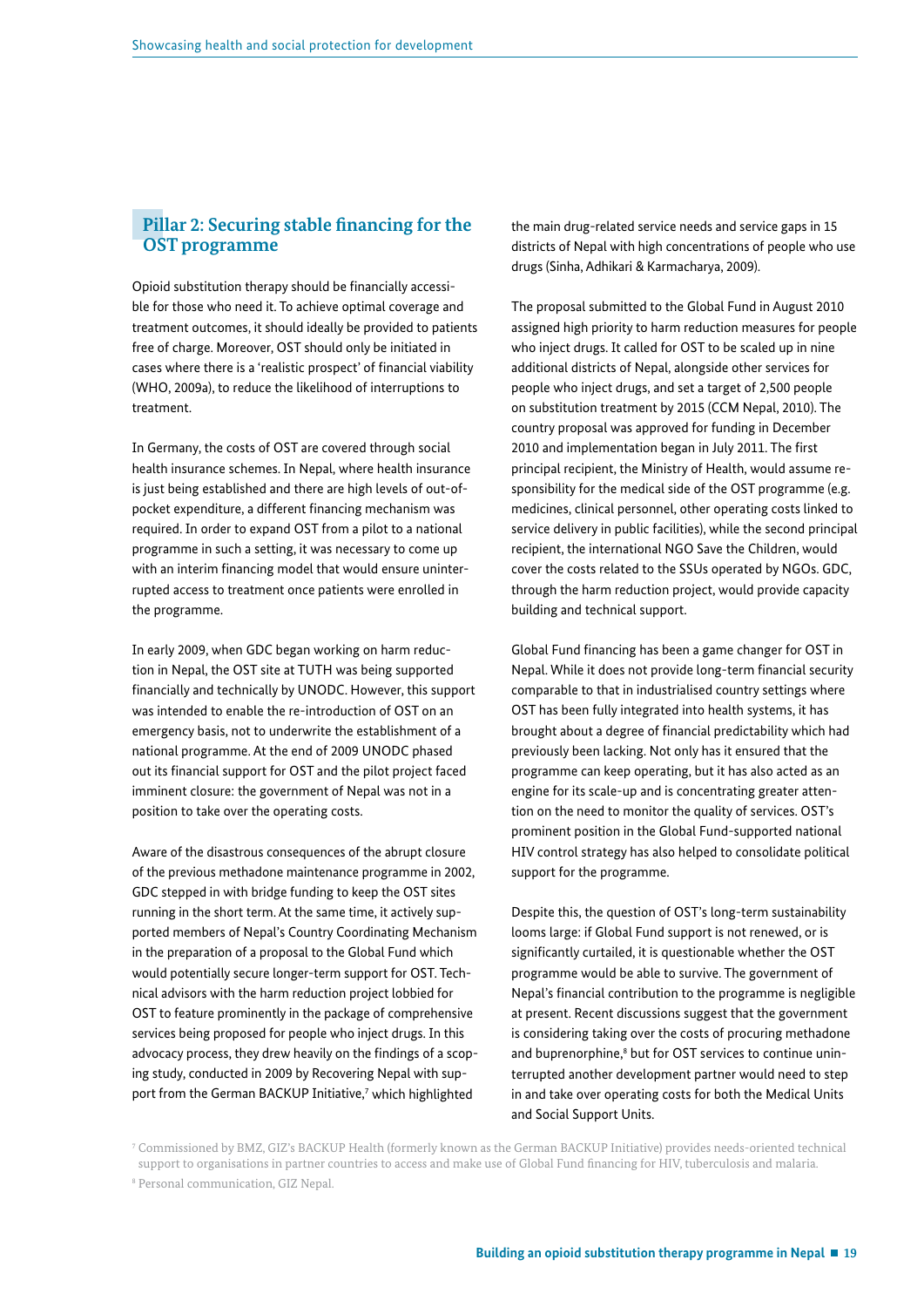## Pillar 2: Securing stable financing for the OST programme

Opioid substitution therapy should be financially accessible for those who need it. To achieve optimal coverage and treatment outcomes, it should ideally be provided to patients free of charge. Moreover, OST should only be initiated in cases where there is a 'realistic prospect' of financial viability (WHO, 2009a), to reduce the likelihood of interruptions to treatment.

In Germany, the costs of OST are covered through social health insurance schemes. In Nepal, where health insurance is just being established and there are high levels of out-of-pocket expenditure, a different financing mechanism was required. In order to expand OST from a pilot to a national programme in such a setting, it was necessary to come up with an interim financing model that would ensure uninterrupted access to treatment once patients were enrolled in the programme.

In early 2009, when GDC began working on harm reduction in Nepal, the OST site at TUTH was being supported financially and technically by UNODC. However, this support was intended to enable the re-introduction of OST on an emergency basis, not to underwrite the establishment of a national programme. At the end of 2009 UNODC phased out its financial support for OST and the pilot project faced imminent closure: the government of Nepal was not in a position to take over the operating costs.

Aware of the disastrous consequences of the abrupt closure of the previous methadone maintenance programme in 2002, GDC stepped in with bridge funding to keep the OST sites running in the short term. At the same time, it actively supported members of Nepal's Country Coordinating Mechanism in the preparation of a proposal to the Global Fund which would potentially secure longer-term support for OST. Technical advisors with the harm reduction project lobbied for OST to feature prominently in the package of comprehensive services being proposed for people who inject drugs. In this advocacy process, they drew heavily on the findings of a scoping study, conducted in 2009 by Recovering Nepal with support from the German BACKUP Initiative,[7] which highlighted the main drug-related service needs and service gaps in 15 districts of Nepal with high concentrations of people who use drugs (Sinha, Adhikari & Karmacharya, 2009).

The proposal submitted to the Global Fund in August 2010 assigned high priority to harm reduction measures for people who inject drugs. It called for OST to be scaled up in nine additional districts of Nepal, alongside other services for people who inject drugs, and set a target of 2,500 people on substitution treatment by 2015 (CCM Nepal, 2010). The country proposal was approved for funding in December 2010 and implementation began in July 2011. The first principal recipient, the Ministry of Health, would assume responsibility for the medical side of the OST programme (e.g. medicines, clinical personnel, other operating costs linked to service delivery in public facilities), while the second principal recipient, the international NGO Save the Children, would cover the costs related to the SSUs operated by NGOs. GDC, through the harm reduction project, would provide capacity building and technical support.

Global Fund financing has been a game changer for OST in Nepal. While it does not provide long-term financial security comparable to that in industrialised country settings where OST has been fully integrated into health systems, it has brought about a degree of financial predictability which had previously been lacking. Not only has it ensured that the programme can keep operating, but it has also acted as an engine for its scale-up and is concentrating greater attention on the need to monitor the quality of services. OST's prominent position in the Global Fund-supported national HIV control strategy has also helped to consolidate political support for the programme.

Despite this, the question of OST's long-term sustainability looms large: if Global Fund support is not renewed, or is significantly curtailed, it is questionable whether the OST programme would be able to survive. The government of Nepal's financial contribution to the programme is negligible at present. Recent discussions suggest that the government is considering taking over the costs of procuring methadone and buprenorphine,[8] but for OST services to continue uninterrupted another development partner would need to step in and take over operating costs for both the Medical Units and Social Support Units.

[7] Commissioned by BMZ, GIZ's BACKUP Health (formerly known as the German BACKUP Initiative) provides needs-oriented technical support to organisations in partner countries to access and make use of Global Fund financing for HIV, tuberculosis and malaria.

[8] Personal communication, GIZ Nepal.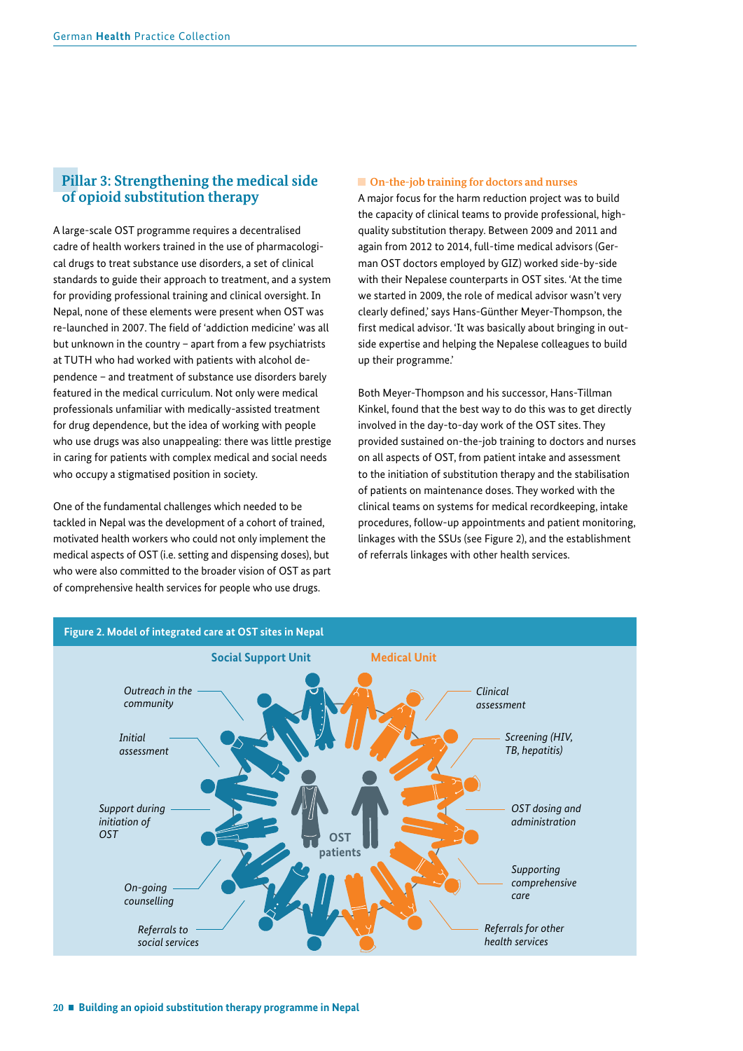## Pillar 3: Strengthening the medical side of opioid substitution therapy

A large-scale OST programme requires a decentralised cadre of health workers trained in the use of pharmacological drugs to treat substance use disorders, a set of clinical standards to guide their approach to treatment, and a system for providing professional training and clinical oversight. In Nepal, none of these elements were present when OST was re-launched in 2007. The field of 'addiction medicine' was all but unknown in the country – apart from a few psychiatrists at TUTH who had worked with patients with alcohol dependence – and treatment of substance use disorders barely featured in the medical curriculum. Not only were medical professionals unfamiliar with medically-assisted treatment for drug dependence, but the idea of working with people who use drugs was also unappealing: there was little prestige in caring for patients with complex medical and social needs who occupy a stigmatised position in society.

One of the fundamental challenges which needed to be tackled in Nepal was the development of a cohort of trained, motivated health workers who could not only implement the medical aspects of OST (i.e. setting and dispensing doses), but who were also committed to the broader vision of OST as part of comprehensive health services for people who use drugs.

### On-the-job training for doctors and nurses

A major focus for the harm reduction project was to build the capacity of clinical teams to provide professional, high-quality substitution therapy. Between 2009 and 2011 and again from 2012 to 2014, full-time medical advisors (German OST doctors employed by GIZ) worked side-by-side with their Nepalese counterparts in OST sites. 'At the time we started in 2009, the role of medical advisor wasn't very clearly defined,' says Hans-Günther Meyer-Thompson, the first medical advisor. 'It was basically about bringing in outside expertise and helping the Nepalese colleagues to build up their programme.'

Both Meyer-Thompson and his successor, Hans-Tillman Kinkel, found that the best way to do this was to get directly involved in the day-to-day work of the OST sites. They provided sustained on-the-job training to doctors and nurses on all aspects of OST, from patient intake and assessment to the initiation of substitution therapy and the stabilisation of patients on maintenance doses. They worked with the clinical teams on systems for medical recordkeeping, intake procedures, follow-up appointments and patient monitoring, linkages with the SSUs (see Figure 2), and the establishment of referrals linkages with other health services.

**Figure 2. Model of integrated care at OST sites in Nepal**

Social Support Unit: *Outreach in the community*; *Initial assessment*; *Support during initiation of OST*; *On-going counselling*; *Referrals to social services*

Medical Unit: *Clinical assessment*; *Screening (HIV, TB, hepatitis)*; *OST dosing and administration*; *Supporting comprehensive care*; *Referrals for other health services*

OST patients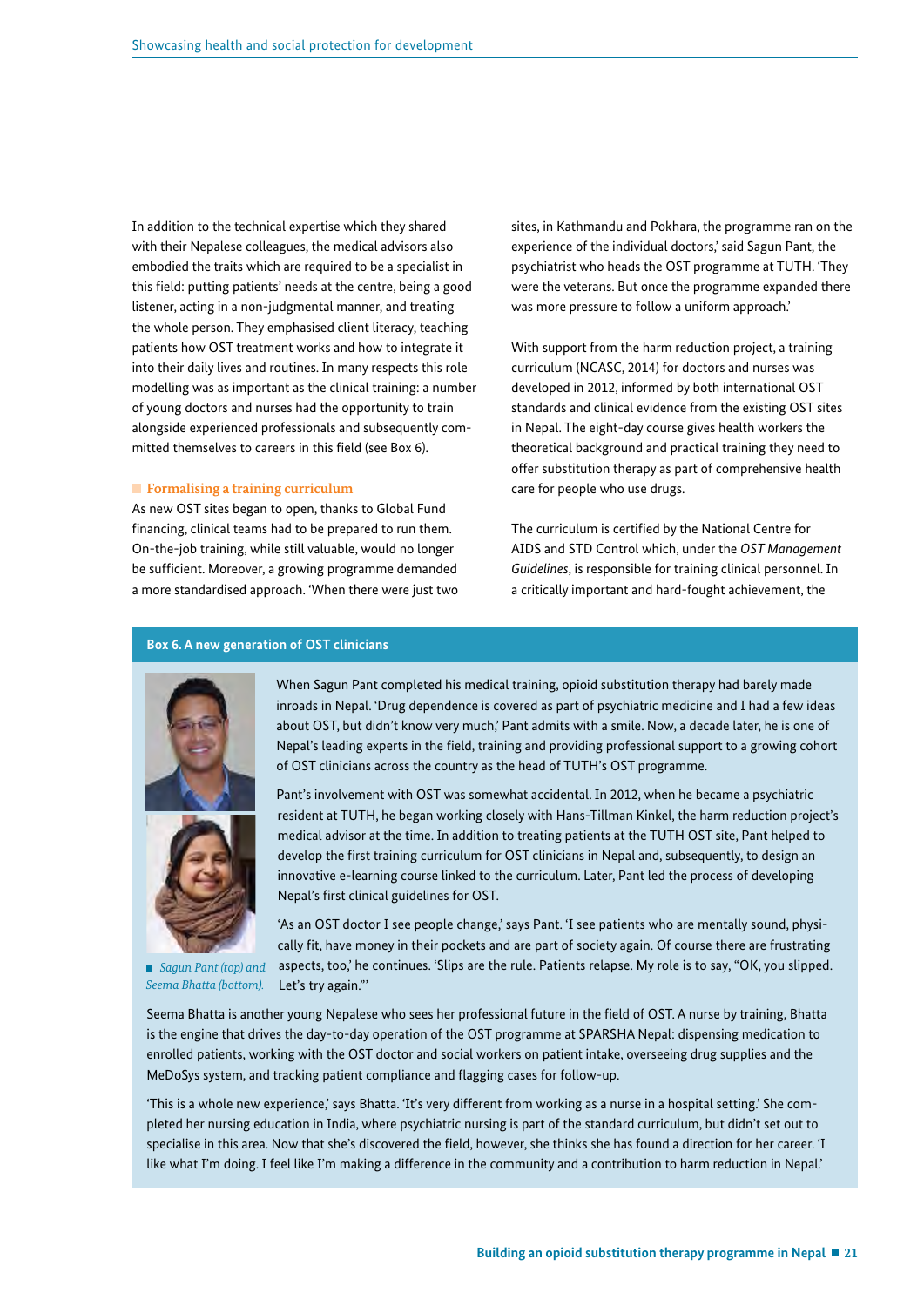In addition to the technical expertise which they shared with their Nepalese colleagues, the medical advisors also embodied the traits which are required to be a specialist in this field: putting patients' needs at the centre, being a good listener, acting in a non-judgmental manner, and treating the whole person. They emphasised client literacy, teaching patients how OST treatment works and how to integrate it into their daily lives and routines. In many respects this role modelling was as important as the clinical training: a number of young doctors and nurses had the opportunity to train alongside experienced professionals and subsequently committed themselves to careers in this field (see Box 6).

### Formalising a training curriculum

As new OST sites began to open, thanks to Global Fund financing, clinical teams had to be prepared to run them. On-the-job training, while still valuable, would no longer be sufficient. Moreover, a growing programme demanded a more standardised approach. 'When there were just two sites, in Kathmandu and Pokhara, the programme ran on the experience of the individual doctors,' said Sagun Pant, the psychiatrist who heads the OST programme at TUTH. 'They were the veterans. But once the programme expanded there was more pressure to follow a uniform approach.'

With support from the harm reduction project, a training curriculum (NCASC, 2014) for doctors and nurses was developed in 2012, informed by both international OST standards and clinical evidence from the existing OST sites in Nepal. The eight-day course gives health workers the theoretical background and practical training they need to offer substitution therapy as part of comprehensive health care for people who use drugs.

The curriculum is certified by the National Centre for AIDS and STD Control which, under the *OST Management Guidelines*, is responsible for training clinical personnel. In a critically important and hard-fought achievement, the

**Box 6. A new generation of OST clinicians**

*Sagun Pant (top) and Seema Bhatta (bottom).*

When Sagun Pant completed his medical training, opioid substitution therapy had barely made inroads in Nepal. 'Drug dependence is covered as part of psychiatric medicine and I had a few ideas about OST, but didn't know very much,' Pant admits with a smile. Now, a decade later, he is one of Nepal's leading experts in the field, training and providing professional support to a growing cohort of OST clinicians across the country as the head of TUTH's OST programme.

Pant's involvement with OST was somewhat accidental. In 2012, when he became a psychiatric resident at TUTH, he began working closely with Hans-Tillman Kinkel, the harm reduction project's medical advisor at the time. In addition to treating patients at the TUTH OST site, Pant helped to develop the first training curriculum for OST clinicians in Nepal and, subsequently, to design an innovative e-learning course linked to the curriculum. Later, Pant led the process of developing Nepal's first clinical guidelines for OST.

'As an OST doctor I see people change,' says Pant. 'I see patients who are mentally sound, physically fit, have money in their pockets and are part of society again. Of course there are frustrating aspects, too,' he continues. 'Slips are the rule. Patients relapse. My role is to say, "OK, you slipped. Let's try again."'

Seema Bhatta is another young Nepalese who sees her professional future in the field of OST. A nurse by training, Bhatta is the engine that drives the day-to-day operation of the OST programme at SPARSHA Nepal: dispensing medication to enrolled patients, working with the OST doctor and social workers on patient intake, overseeing drug supplies and the MeDoSys system, and tracking patient compliance and flagging cases for follow-up.

'This is a whole new experience,' says Bhatta. 'It's very different from working as a nurse in a hospital setting.' She completed her nursing education in India, where psychiatric nursing is part of the standard curriculum, but didn't set out to specialise in this area. Now that she's discovered the field, however, she thinks she has found a direction for her career. 'I like what I'm doing. I feel like I'm making a difference in the community and a contribution to harm reduction in Nepal.'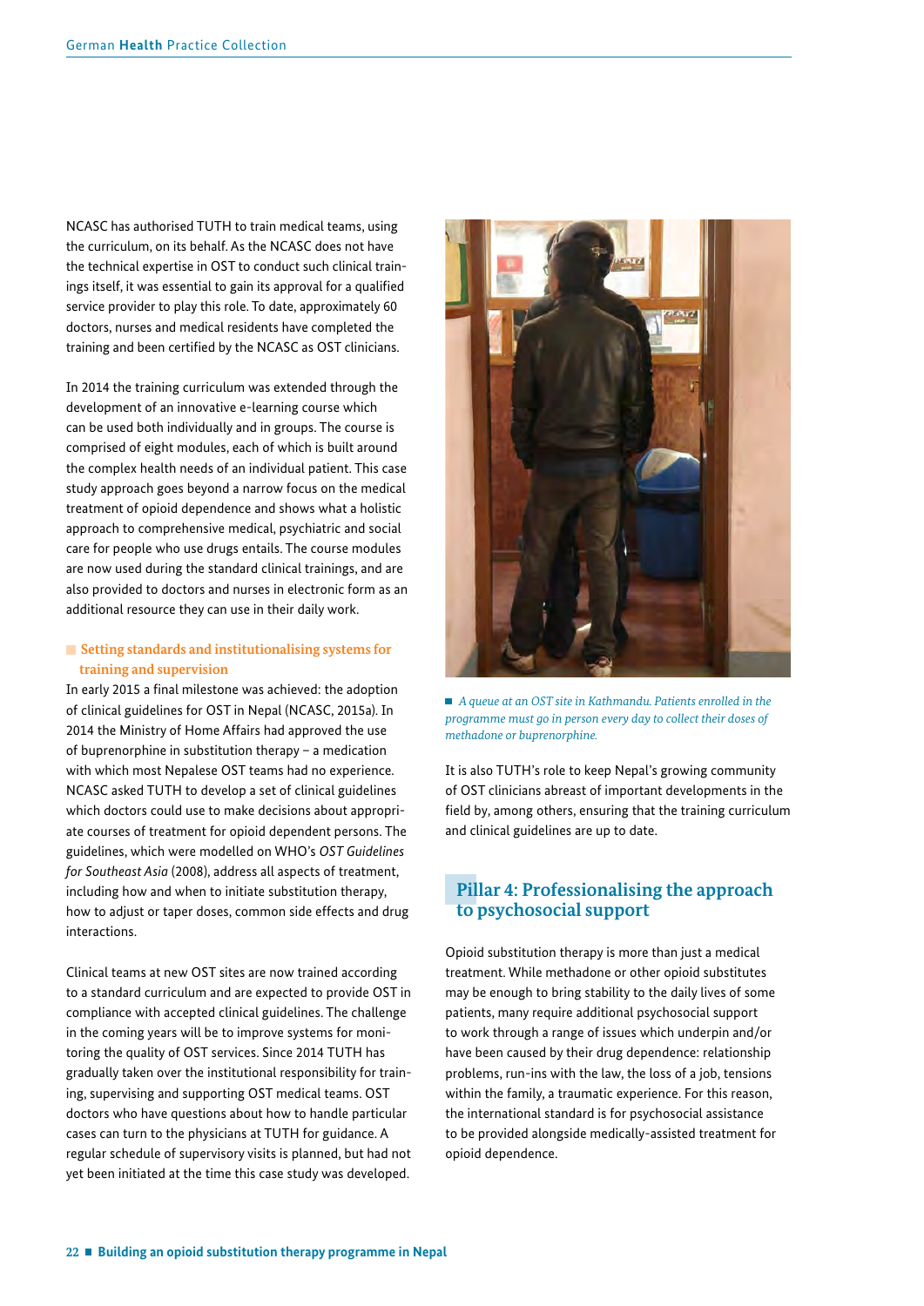NCASC has authorised TUTH to train medical teams, using the curriculum, on its behalf. As the NCASC does not have the technical expertise in OST to conduct such clinical trainings itself, it was essential to gain its approval for a qualified service provider to play this role. To date, approximately 60 doctors, nurses and medical residents have completed the training and been certified by the NCASC as OST clinicians.

In 2014 the training curriculum was extended through the development of an innovative e-learning course which can be used both individually and in groups. The course is comprised of eight modules, each of which is built around the complex health needs of an individual patient. This case study approach goes beyond a narrow focus on the medical treatment of opioid dependence and shows what a holistic approach to comprehensive medical, psychiatric and social care for people who use drugs entails. The course modules are now used during the standard clinical trainings, and are also provided to doctors and nurses in electronic form as an additional resource they can use in their daily work.

### Setting standards and institutionalising systems for training and supervision

In early 2015 a final milestone was achieved: the adoption of clinical guidelines for OST in Nepal (NCASC, 2015a). In 2014 the Ministry of Home Affairs had approved the use of buprenorphine in substitution therapy – a medication with which most Nepalese OST teams had no experience. NCASC asked TUTH to develop a set of clinical guidelines which doctors could use to make decisions about appropriate courses of treatment for opioid dependent persons. The guidelines, which were modelled on WHO's *OST Guidelines for Southeast Asia* (2008), address all aspects of treatment, including how and when to initiate substitution therapy, how to adjust or taper doses, common side effects and drug interactions.

Clinical teams at new OST sites are now trained according to a standard curriculum and are expected to provide OST in compliance with accepted clinical guidelines. The challenge in the coming years will be to improve systems for monitoring the quality of OST services. Since 2014 TUTH has gradually taken over the institutional responsibility for training, supervising and supporting OST medical teams. OST doctors who have questions about how to handle particular cases can turn to the physicians at TUTH for guidance. A regular schedule of supervisory visits is planned, but had not yet been initiated at the time this case study was developed.

*A queue at an OST site in Kathmandu. Patients enrolled in the programme must go in person every day to collect their doses of methadone or buprenorphine.*

It is also TUTH's role to keep Nepal's growing community of OST clinicians abreast of important developments in the field by, among others, ensuring that the training curriculum and clinical guidelines are up to date.

## Pillar 4: Professionalising the approach to psychosocial support

Opioid substitution therapy is more than just a medical treatment. While methadone or other opioid substitutes may be enough to bring stability to the daily lives of some patients, many require additional psychosocial support to work through a range of issues which underpin and/or have been caused by their drug dependence: relationship problems, run-ins with the law, the loss of a job, tensions within the family, a traumatic experience. For this reason, the international standard is for psychosocial assistance to be provided alongside medically-assisted treatment for opioid dependence.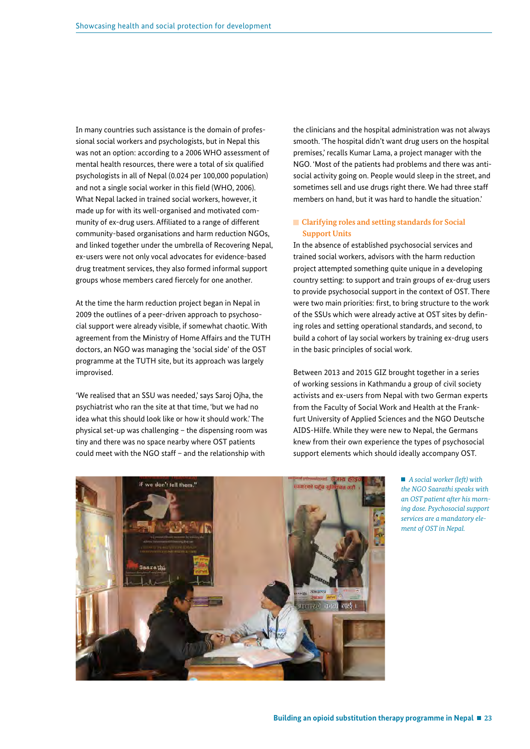In many countries such assistance is the domain of professional social workers and psychologists, but in Nepal this was not an option: according to a 2006 WHO assessment of mental health resources, there were a total of six qualified psychologists in all of Nepal (0.024 per 100,000 population) and not a single social worker in this field (WHO, 2006). What Nepal lacked in trained social workers, however, it made up for with its well-organised and motivated community of ex-drug users. Affiliated to a range of different community-based organisations and harm reduction NGOs, and linked together under the umbrella of Recovering Nepal, ex-users were not only vocal advocates for evidence-based drug treatment services, they also formed informal support groups whose members cared fiercely for one another.

At the time the harm reduction project began in Nepal in 2009 the outlines of a peer-driven approach to psychosocial support were already visible, if somewhat chaotic. With agreement from the Ministry of Home Affairs and the TUTH doctors, an NGO was managing the 'social side' of the OST programme at the TUTH site, but its approach was largely improvised.

'We realised that an SSU was needed,' says Saroj Ojha, the psychiatrist who ran the site at that time, 'but we had no idea what this should look like or how it should work.' The physical set-up was challenging – the dispensing room was tiny and there was no space nearby where OST patients could meet with the NGO staff – and the relationship with the clinicians and the hospital administration was not always smooth. 'The hospital didn't want drug users on the hospital premises,' recalls Kumar Lama, a project manager with the NGO. 'Most of the patients had problems and there was anti-social activity going on. People would sleep in the street, and sometimes sell and use drugs right there. We had three staff members on hand, but it was hard to handle the situation.'

## Clarifying roles and setting standards for Social Support Units

In the absence of established psychosocial services and trained social workers, advisors with the harm reduction project attempted something quite unique in a developing country setting: to support and train groups of ex-drug users to provide psychosocial support in the context of OST. There were two main priorities: first, to bring structure to the work of the SSUs which were already active at OST sites by defining roles and setting operational standards, and second, to build a cohort of lay social workers by training ex-drug users in the basic principles of social work.

Between 2013 and 2015 GIZ brought together in a series of working sessions in Kathmandu a group of civil society activists and ex-users from Nepal with two German experts from the Faculty of Social Work and Health at the Frankfurt University of Applied Sciences and the NGO Deutsche AIDS-Hilfe. While they were new to Nepal, the Germans knew from their own experience the types of psychosocial support elements which should ideally accompany OST.

*A social worker (left) with the NGO Saarathi speaks with an OST patient after his morning dose. Psychosocial support services are a mandatory element of OST in Nepal.*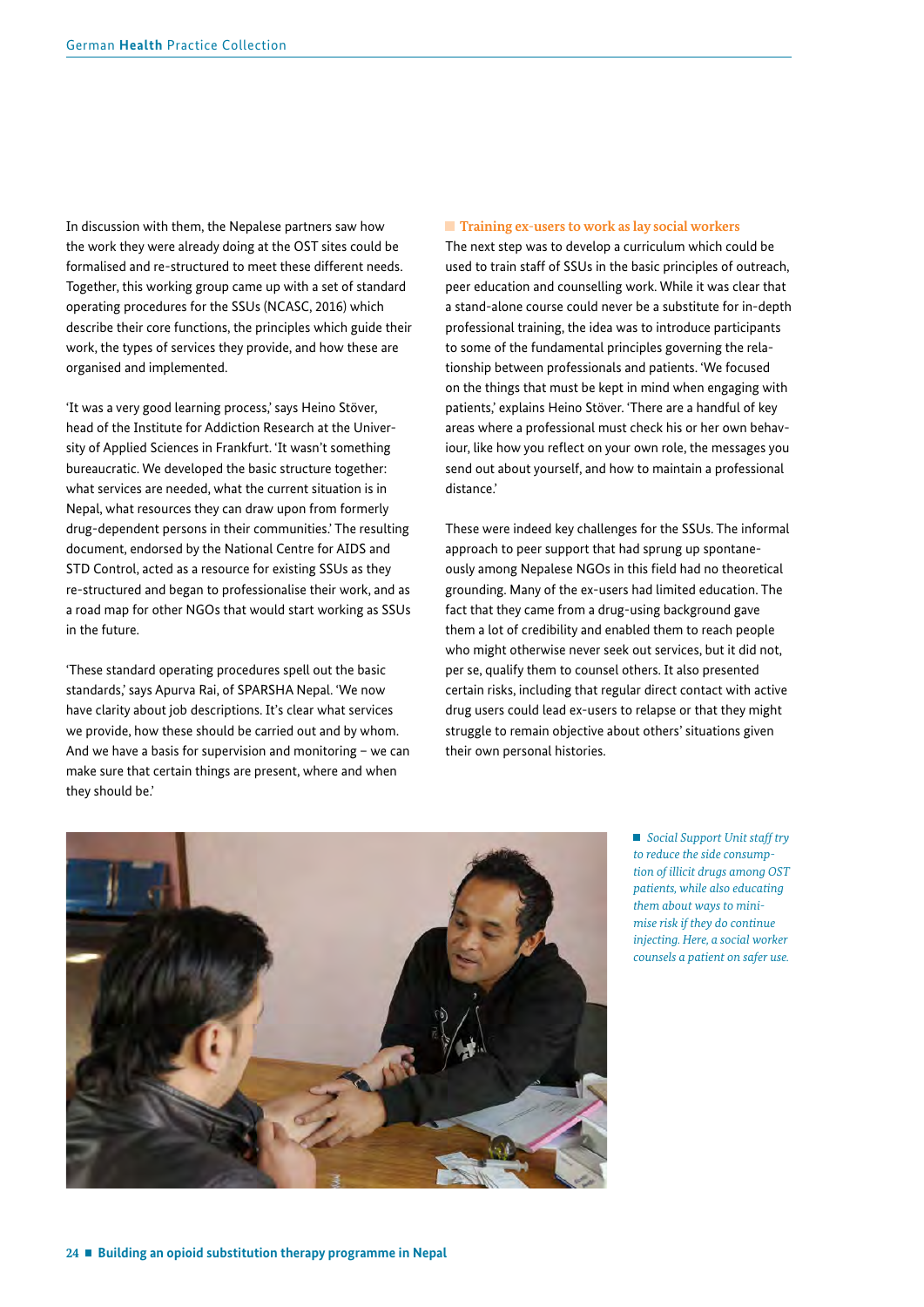In discussion with them, the Nepalese partners saw how the work they were already doing at the OST sites could be formalised and re-structured to meet these different needs. Together, this working group came up with a set of standard operating procedures for the SSUs (NCASC, 2016) which describe their core functions, the principles which guide their work, the types of services they provide, and how these are organised and implemented.

'It was a very good learning process,' says Heino Stöver, head of the Institute for Addiction Research at the University of Applied Sciences in Frankfurt. 'It wasn't something bureaucratic. We developed the basic structure together: what services are needed, what the current situation is in Nepal, what resources they can draw upon from formerly drug-dependent persons in their communities.' The resulting document, endorsed by the National Centre for AIDS and STD Control, acted as a resource for existing SSUs as they re-structured and began to professionalise their work, and as a road map for other NGOs that would start working as SSUs in the future.

'These standard operating procedures spell out the basic standards,' says Apurva Rai, of SPARSHA Nepal. 'We now have clarity about job descriptions. It's clear what services we provide, how these should be carried out and by whom. And we have a basis for supervision and monitoring – we can make sure that certain things are present, where and when they should be.'

## Training ex-users to work as lay social workers

The next step was to develop a curriculum which could be used to train staff of SSUs in the basic principles of outreach, peer education and counselling work. While it was clear that a stand-alone course could never be a substitute for in-depth professional training, the idea was to introduce participants to some of the fundamental principles governing the relationship between professionals and patients. 'We focused on the things that must be kept in mind when engaging with patients,' explains Heino Stöver. 'There are a handful of key areas where a professional must check his or her own behaviour, like how you reflect on your own role, the messages you send out about yourself, and how to maintain a professional distance.'

These were indeed key challenges for the SSUs. The informal approach to peer support that had sprung up spontaneously among Nepalese NGOs in this field had no theoretical grounding. Many of the ex-users had limited education. The fact that they came from a drug-using background gave them a lot of credibility and enabled them to reach people who might otherwise never seek out services, but it did not, per se, qualify them to counsel others. It also presented certain risks, including that regular direct contact with active drug users could lead ex-users to relapse or that they might struggle to remain objective about others' situations given their own personal histories.

*Social Support Unit staff try to reduce the side consumption of illicit drugs among OST patients, while also educating them about ways to minimise risk if they do continue injecting. Here, a social worker counsels a patient on safer use.*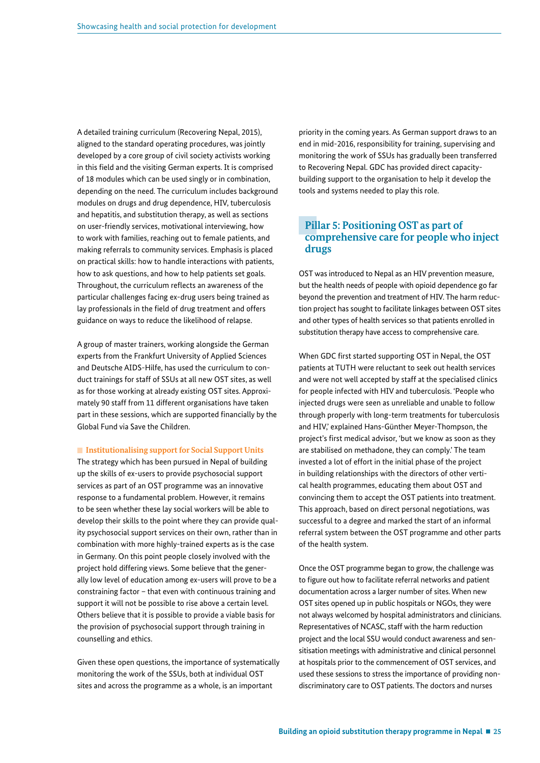A detailed training curriculum (Recovering Nepal, 2015), aligned to the standard operating procedures, was jointly developed by a core group of civil society activists working in this field and the visiting German experts. It is comprised of 18 modules which can be used singly or in combination, depending on the need. The curriculum includes background modules on drugs and drug dependence, HIV, tuberculosis and hepatitis, and substitution therapy, as well as sections on user-friendly services, motivational interviewing, how to work with families, reaching out to female patients, and making referrals to community services. Emphasis is placed on practical skills: how to handle interactions with patients, how to ask questions, and how to help patients set goals. Throughout, the curriculum reflects an awareness of the particular challenges facing ex-drug users being trained as lay professionals in the field of drug treatment and offers guidance on ways to reduce the likelihood of relapse.

A group of master trainers, working alongside the German experts from the Frankfurt University of Applied Sciences and Deutsche AIDS-Hilfe, has used the curriculum to conduct trainings for staff of SSUs at all new OST sites, as well as for those working at already existing OST sites. Approximately 90 staff from 11 different organisations have taken part in these sessions, which are supported financially by the Global Fund via Save the Children.

### Institutionalising support for Social Support Units

The strategy which has been pursued in Nepal of building up the skills of ex-users to provide psychosocial support services as part of an OST programme was an innovative response to a fundamental problem. However, it remains to be seen whether these lay social workers will be able to develop their skills to the point where they can provide quality psychosocial support services on their own, rather than in combination with more highly-trained experts as is the case in Germany. On this point people closely involved with the project hold differing views. Some believe that the generally low level of education among ex-users will prove to be a constraining factor – that even with continuous training and support it will not be possible to rise above a certain level. Others believe that it is possible to provide a viable basis for the provision of psychosocial support through training in counselling and ethics.

Given these open questions, the importance of systematically monitoring the work of the SSUs, both at individual OST sites and across the programme as a whole, is an important priority in the coming years. As German support draws to an end in mid-2016, responsibility for training, supervising and monitoring the work of SSUs has gradually been transferred to Recovering Nepal. GDC has provided direct capacity-building support to the organisation to help it develop the tools and systems needed to play this role.

## Pillar 5: Positioning OST as part of comprehensive care for people who inject drugs

OST was introduced to Nepal as an HIV prevention measure, but the health needs of people with opioid dependence go far beyond the prevention and treatment of HIV. The harm reduction project has sought to facilitate linkages between OST sites and other types of health services so that patients enrolled in substitution therapy have access to comprehensive care.

When GDC first started supporting OST in Nepal, the OST patients at TUTH were reluctant to seek out health services and were not well accepted by staff at the specialised clinics for people infected with HIV and tuberculosis. 'People who injected drugs were seen as unreliable and unable to follow through properly with long-term treatments for tuberculosis and HIV,' explained Hans-Günther Meyer-Thompson, the project's first medical advisor, 'but we know as soon as they are stabilised on methadone, they can comply.' The team invested a lot of effort in the initial phase of the project in building relationships with the directors of other vertical health programmes, educating them about OST and convincing them to accept the OST patients into treatment. This approach, based on direct personal negotiations, was successful to a degree and marked the start of an informal referral system between the OST programme and other parts of the health system.

Once the OST programme began to grow, the challenge was to figure out how to facilitate referral networks and patient documentation across a larger number of sites. When new OST sites opened up in public hospitals or NGOs, they were not always welcomed by hospital administrators and clinicians. Representatives of NCASC, staff with the harm reduction project and the local SSU would conduct awareness and sensitisation meetings with administrative and clinical personnel at hospitals prior to the commencement of OST services, and used these sessions to stress the importance of providing non-discriminatory care to OST patients. The doctors and nurses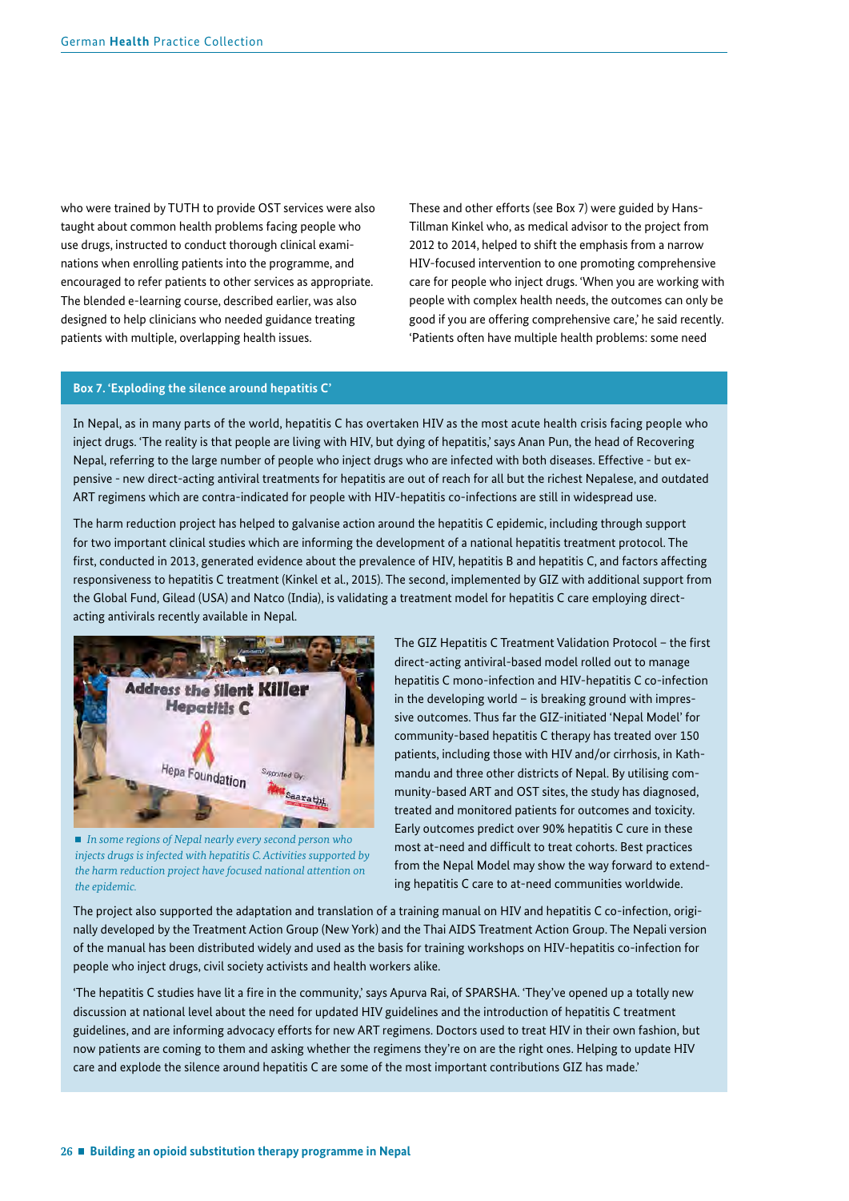who were trained by TUTH to provide OST services were also taught about common health problems facing people who use drugs, instructed to conduct thorough clinical examinations when enrolling patients into the programme, and encouraged to refer patients to other services as appropriate. The blended e-learning course, described earlier, was also designed to help clinicians who needed guidance treating patients with multiple, overlapping health issues.

These and other efforts (see Box 7) were guided by Hans-Tillman Kinkel who, as medical advisor to the project from 2012 to 2014, helped to shift the emphasis from a narrow HIV-focused intervention to one promoting comprehensive care for people who inject drugs. 'When you are working with people with complex health needs, the outcomes can only be good if you are offering comprehensive care,' he said recently. 'Patients often have multiple health problems: some need

**Box 7. 'Exploding the silence around hepatitis C'**

In Nepal, as in many parts of the world, hepatitis C has overtaken HIV as the most acute health crisis facing people who inject drugs. 'The reality is that people are living with HIV, but dying of hepatitis,' says Anan Pun, the head of Recovering Nepal, referring to the large number of people who inject drugs who are infected with both diseases. Effective - but expensive - new direct-acting antiviral treatments for hepatitis are out of reach for all but the richest Nepalese, and outdated ART regimens which are contra-indicated for people with HIV-hepatitis co-infections are still in widespread use.

The harm reduction project has helped to galvanise action around the hepatitis C epidemic, including through support for two important clinical studies which are informing the development of a national hepatitis treatment protocol. The first, conducted in 2013, generated evidence about the prevalence of HIV, hepatitis B and hepatitis C, and factors affecting responsiveness to hepatitis C treatment (Kinkel et al., 2015). The second, implemented by GIZ with additional support from the Global Fund, Gilead (USA) and Natco (India), is validating a treatment model for hepatitis C care employing direct-acting antivirals recently available in Nepal.

*In some regions of Nepal nearly every second person who injects drugs is infected with hepatitis C. Activities supported by the harm reduction project have focused national attention on the epidemic.*

The GIZ Hepatitis C Treatment Validation Protocol – the first direct-acting antiviral-based model rolled out to manage hepatitis C mono-infection and HIV-hepatitis C co-infection in the developing world – is breaking ground with impressive outcomes. Thus far the GIZ-initiated 'Nepal Model' for community-based hepatitis C therapy has treated over 150 patients, including those with HIV and/or cirrhosis, in Kathmandu and three other districts of Nepal. By utilising community-based ART and OST sites, the study has diagnosed, treated and monitored patients for outcomes and toxicity. Early outcomes predict over 90% hepatitis C cure in these most at-need and difficult to treat cohorts. Best practices from the Nepal Model may show the way forward to extending hepatitis C care to at-need communities worldwide.

The project also supported the adaptation and translation of a training manual on HIV and hepatitis C co-infection, originally developed by the Treatment Action Group (New York) and the Thai AIDS Treatment Action Group. The Nepali version of the manual has been distributed widely and used as the basis for training workshops on HIV-hepatitis co-infection for people who inject drugs, civil society activists and health workers alike.

'The hepatitis C studies have lit a fire in the community,' says Apurva Rai, of SPARSHA. 'They've opened up a totally new discussion at national level about the need for updated HIV guidelines and the introduction of hepatitis C treatment guidelines, and are informing advocacy efforts for new ART regimens. Doctors used to treat HIV in their own fashion, but now patients are coming to them and asking whether the regimens they're on are the right ones. Helping to update HIV care and explode the silence around hepatitis C are some of the most important contributions GIZ has made.'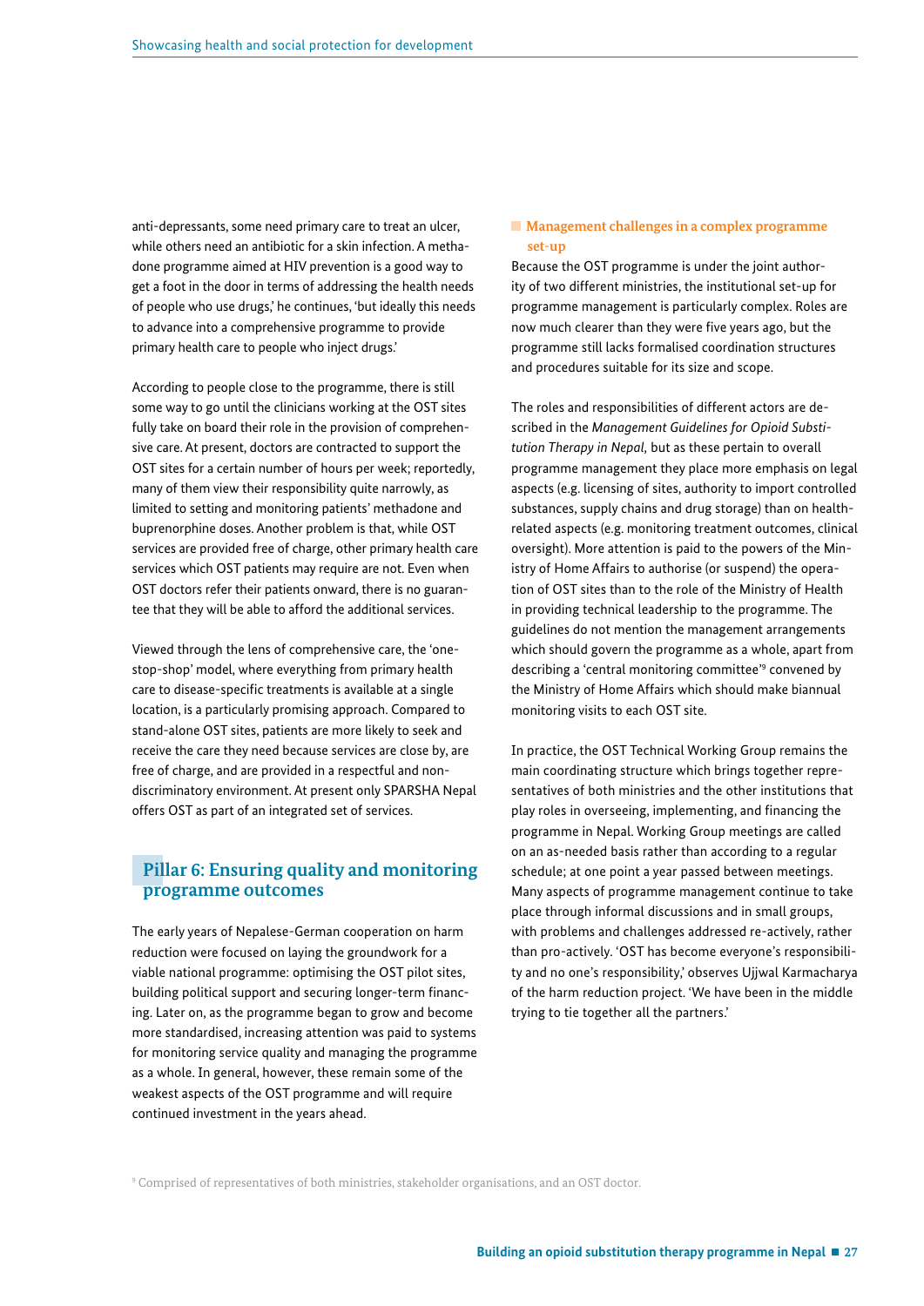anti-depressants, some need primary care to treat an ulcer, while others need an antibiotic for a skin infection. A methadone programme aimed at HIV prevention is a good way to get a foot in the door in terms of addressing the health needs of people who use drugs,' he continues, 'but ideally this needs to advance into a comprehensive programme to provide primary health care to people who inject drugs.'

According to people close to the programme, there is still some way to go until the clinicians working at the OST sites fully take on board their role in the provision of comprehensive care. At present, doctors are contracted to support the OST sites for a certain number of hours per week; reportedly, many of them view their responsibility quite narrowly, as limited to setting and monitoring patients' methadone and buprenorphine doses. Another problem is that, while OST services are provided free of charge, other primary health care services which OST patients may require are not. Even when OST doctors refer their patients onward, there is no guarantee that they will be able to afford the additional services.

Viewed through the lens of comprehensive care, the 'one-stop-shop' model, where everything from primary health care to disease-specific treatments is available at a single location, is a particularly promising approach. Compared to stand-alone OST sites, patients are more likely to seek and receive the care they need because services are close by, are free of charge, and are provided in a respectful and non-discriminatory environment. At present only SPARSHA Nepal offers OST as part of an integrated set of services.

## Pillar 6: Ensuring quality and monitoring programme outcomes

The early years of Nepalese-German cooperation on harm reduction were focused on laying the groundwork for a viable national programme: optimising the OST pilot sites, building political support and securing longer-term financing. Later on, as the programme began to grow and become more standardised, increasing attention was paid to systems for monitoring service quality and managing the programme as a whole. In general, however, these remain some of the weakest aspects of the OST programme and will require continued investment in the years ahead.

### Management challenges in a complex programme set-up

Because the OST programme is under the joint authority of two different ministries, the institutional set-up for programme management is particularly complex. Roles are now much clearer than they were five years ago, but the programme still lacks formalised coordination structures and procedures suitable for its size and scope.

The roles and responsibilities of different actors are described in the *Management Guidelines for Opioid Substitution Therapy in Nepal*, but as these pertain to overall programme management they place more emphasis on legal aspects (e.g. licensing of sites, authority to import controlled substances, supply chains and drug storage) than on health-related aspects (e.g. monitoring treatment outcomes, clinical oversight). More attention is paid to the powers of the Ministry of Home Affairs to authorise (or suspend) the operation of OST sites than to the role of the Ministry of Health in providing technical leadership to the programme. The guidelines do not mention the management arrangements which should govern the programme as a whole, apart from describing a 'central monitoring committee'[9] convened by the Ministry of Home Affairs which should make biannual monitoring visits to each OST site.

In practice, the OST Technical Working Group remains the main coordinating structure which brings together representatives of both ministries and the other institutions that play roles in overseeing, implementing, and financing the programme in Nepal. Working Group meetings are called on an as-needed basis rather than according to a regular schedule; at one point a year passed between meetings. Many aspects of programme management continue to take place through informal discussions and in small groups, with problems and challenges addressed re-actively, rather than pro-actively. 'OST has become everyone's responsibility and no one's responsibility,' observes Ujjwal Karmacharya of the harm reduction project. 'We have been in the middle trying to tie together all the partners.'

[9] Comprised of representatives of both ministries, stakeholder organisations, and an OST doctor.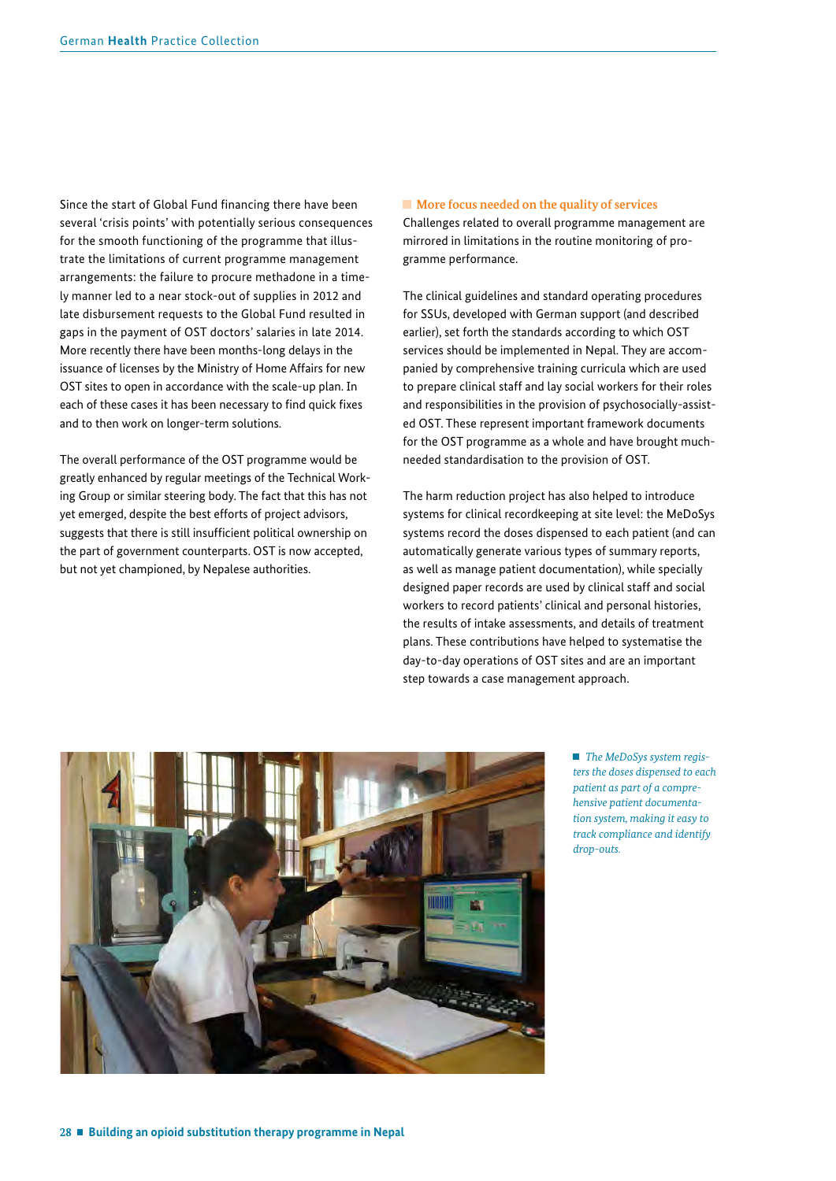Since the start of Global Fund financing there have been several 'crisis points' with potentially serious consequences for the smooth functioning of the programme that illustrate the limitations of current programme management arrangements: the failure to procure methadone in a timely manner led to a near stock-out of supplies in 2012 and late disbursement requests to the Global Fund resulted in gaps in the payment of OST doctors' salaries in late 2014. More recently there have been months-long delays in the issuance of licenses by the Ministry of Home Affairs for new OST sites to open in accordance with the scale-up plan. In each of these cases it has been necessary to find quick fixes and to then work on longer-term solutions.

The overall performance of the OST programme would be greatly enhanced by regular meetings of the Technical Working Group or similar steering body. The fact that this has not yet emerged, despite the best efforts of project advisors, suggests that there is still insufficient political ownership on the part of government counterparts. OST is now accepted, but not yet championed, by Nepalese authorities.

## More focus needed on the quality of services

Challenges related to overall programme management are mirrored in limitations in the routine monitoring of programme performance.

The clinical guidelines and standard operating procedures for SSUs, developed with German support (and described earlier), set forth the standards according to which OST services should be implemented in Nepal. They are accompanied by comprehensive training curricula which are used to prepare clinical staff and lay social workers for their roles and responsibilities in the provision of psychosocially-assisted OST. These represent important framework documents for the OST programme as a whole and have brought much-needed standardisation to the provision of OST.

The harm reduction project has also helped to introduce systems for clinical recordkeeping at site level: the MeDoSys systems record the doses dispensed to each patient (and can automatically generate various types of summary reports, as well as manage patient documentation), while specially designed paper records are used by clinical staff and social workers to record patients' clinical and personal histories, the results of intake assessments, and details of treatment plans. These contributions have helped to systematise the day-to-day operations of OST sites and are an important step towards a case management approach.

*The MeDoSys system registers the doses dispensed to each patient as part of a comprehensive patient documentation system, making it easy to track compliance and identify drop-outs.*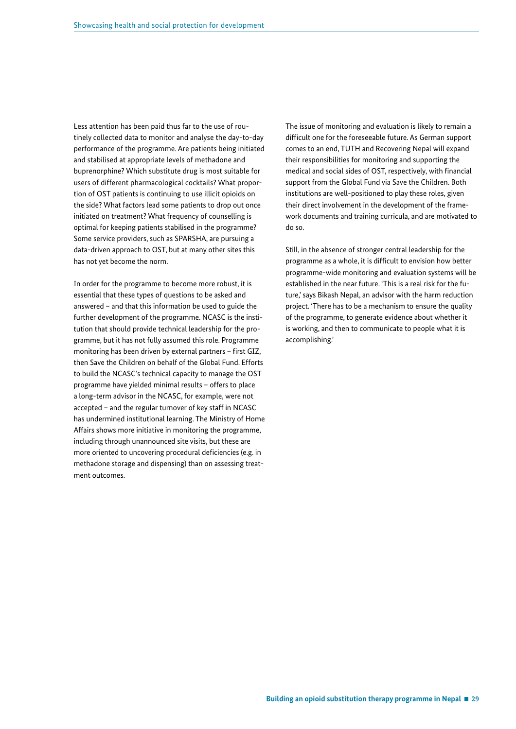Less attention has been paid thus far to the use of routinely collected data to monitor and analyse the day-to-day performance of the programme. Are patients being initiated and stabilised at appropriate levels of methadone and buprenorphine? Which substitute drug is most suitable for users of different pharmacological cocktails? What proportion of OST patients is continuing to use illicit opioids on the side? What factors lead some patients to drop out once initiated on treatment? What frequency of counselling is optimal for keeping patients stabilised in the programme? Some service providers, such as SPARSHA, are pursuing a data-driven approach to OST, but at many other sites this has not yet become the norm.

In order for the programme to become more robust, it is essential that these types of questions to be asked and answered – and that this information be used to guide the further development of the programme. NCASC is the institution that should provide technical leadership for the programme, but it has not fully assumed this role. Programme monitoring has been driven by external partners – first GIZ, then Save the Children on behalf of the Global Fund. Efforts to build the NCASC's technical capacity to manage the OST programme have yielded minimal results – offers to place a long-term advisor in the NCASC, for example, were not accepted – and the regular turnover of key staff in NCASC has undermined institutional learning. The Ministry of Home Affairs shows more initiative in monitoring the programme, including through unannounced site visits, but these are more oriented to uncovering procedural deficiencies (e.g. in methadone storage and dispensing) than on assessing treatment outcomes.

The issue of monitoring and evaluation is likely to remain a difficult one for the foreseeable future. As German support comes to an end, TUTH and Recovering Nepal will expand their responsibilities for monitoring and supporting the medical and social sides of OST, respectively, with financial support from the Global Fund via Save the Children. Both institutions are well-positioned to play these roles, given their direct involvement in the development of the framework documents and training curricula, and are motivated to do so.

Still, in the absence of stronger central leadership for the programme as a whole, it is difficult to envision how better programme-wide monitoring and evaluation systems will be established in the near future. 'This is a real risk for the future,' says Bikash Nepal, an advisor with the harm reduction project. 'There has to be a mechanism to ensure the quality of the programme, to generate evidence about whether it is working, and then to communicate to people what it is accomplishing.'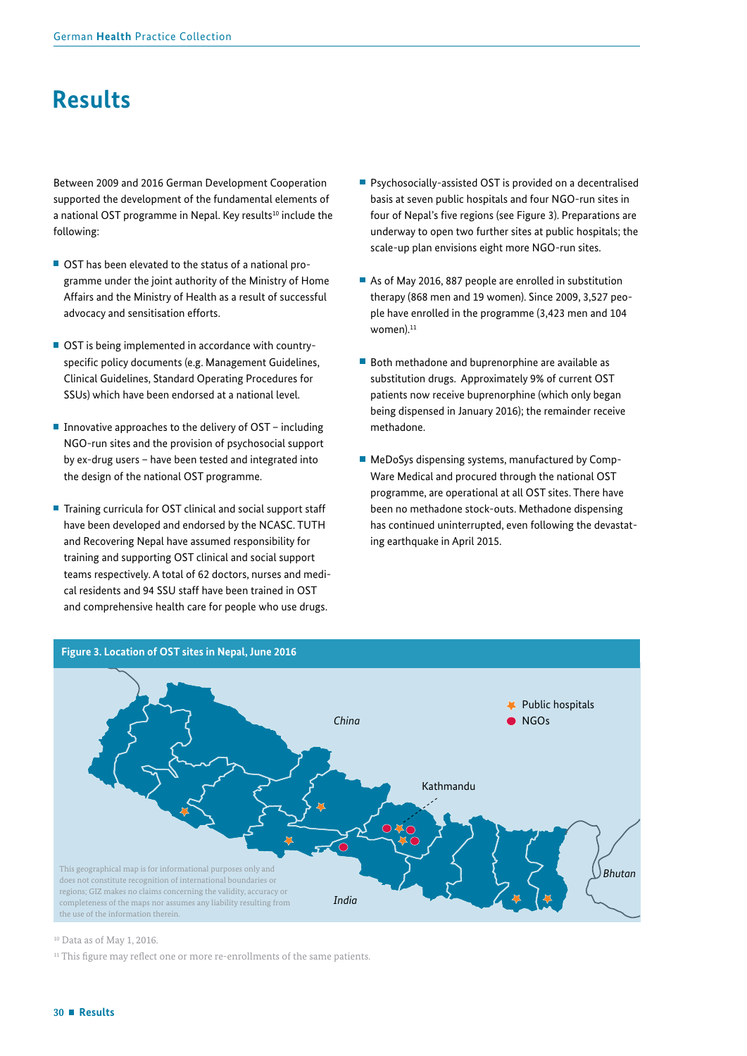# Results

Between 2009 and 2016 German Development Cooperation supported the development of the fundamental elements of a national OST programme in Nepal. Key results[10] include the following:

- OST has been elevated to the status of a national programme under the joint authority of the Ministry of Home Affairs and the Ministry of Health as a result of successful advocacy and sensitisation efforts.
- OST is being implemented in accordance with country-specific policy documents (e.g. Management Guidelines, Clinical Guidelines, Standard Operating Procedures for SSUs) which have been endorsed at a national level.
- Innovative approaches to the delivery of OST – including NGO-run sites and the provision of psychosocial support by ex-drug users – have been tested and integrated into the design of the national OST programme.
- Training curricula for OST clinical and social support staff have been developed and endorsed by the NCASC. TUTH and Recovering Nepal have assumed responsibility for training and supporting OST clinical and social support teams respectively. A total of 62 doctors, nurses and medical residents and 94 SSU staff have been trained in OST and comprehensive health care for people who use drugs.
- Psychosocially-assisted OST is provided on a decentralised basis at seven public hospitals and four NGO-run sites in four of Nepal's five regions (see Figure 3). Preparations are underway to open two further sites at public hospitals; the scale-up plan envisions eight more NGO-run sites.
- As of May 2016, 887 people are enrolled in substitution therapy (868 men and 19 women). Since 2009, 3,527 people have enrolled in the programme (3,423 men and 104 women).[11]
- Both methadone and buprenorphine are available as substitution drugs. Approximately 9% of current OST patients now receive buprenorphine (which only began being dispensed in January 2016); the remainder receive methadone.
- MeDoSys dispensing systems, manufactured by Comp-Ware Medical and procured through the national OST programme, are operational at all OST sites. There have been no methadone stock-outs. Methadone dispensing has continued uninterrupted, even following the devastating earthquake in April 2015.

**Figure 3. Location of OST sites in Nepal, June 2016**

China

Kathmandu

India

Bhutan

Public hospitals

NGOs

This geographical map is for informational purposes only and does not constitute recognition of international boundaries or regions; GIZ makes no claims concerning the validity, accuracy or completeness of the maps nor assumes any liability resulting from the use of the information therein.

[10] Data as of May 1, 2016.

[11] This figure may reflect one or more re-enrollments of the same patients.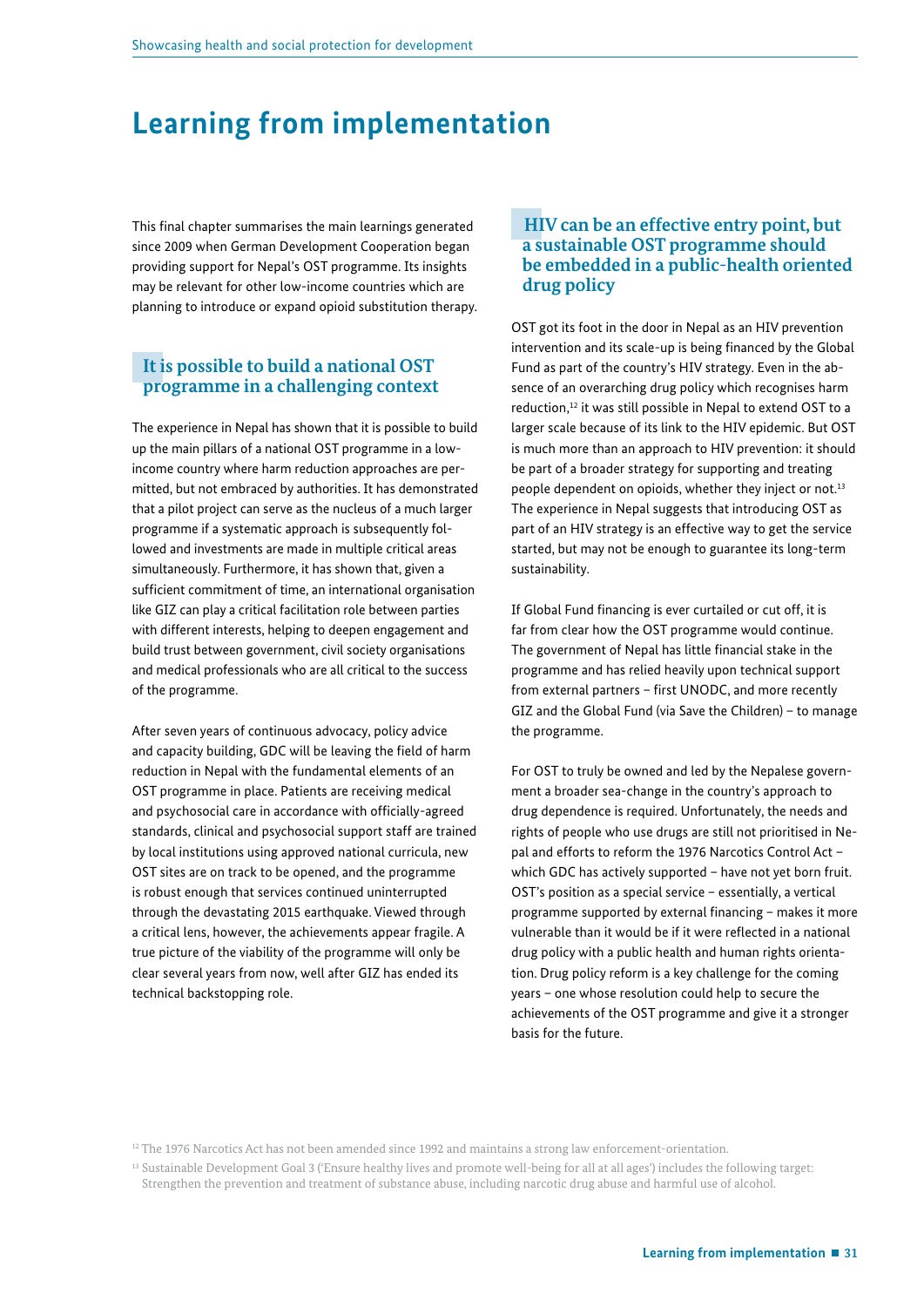# Learning from implementation

This final chapter summarises the main learnings generated since 2009 when German Development Cooperation began providing support for Nepal's OST programme. Its insights may be relevant for other low-income countries which are planning to introduce or expand opioid substitution therapy.

## It is possible to build a national OST programme in a challenging context

The experience in Nepal has shown that it is possible to build up the main pillars of a national OST programme in a low-income country where harm reduction approaches are permitted, but not embraced by authorities. It has demonstrated that a pilot project can serve as the nucleus of a much larger programme if a systematic approach is subsequently followed and investments are made in multiple critical areas simultaneously. Furthermore, it has shown that, given a sufficient commitment of time, an international organisation like GIZ can play a critical facilitation role between parties with different interests, helping to deepen engagement and build trust between government, civil society organisations and medical professionals who are all critical to the success of the programme.

After seven years of continuous advocacy, policy advice and capacity building, GDC will be leaving the field of harm reduction in Nepal with the fundamental elements of an OST programme in place. Patients are receiving medical and psychosocial care in accordance with officially-agreed standards, clinical and psychosocial support staff are trained by local institutions using approved national curricula, new OST sites are on track to be opened, and the programme is robust enough that services continued uninterrupted through the devastating 2015 earthquake. Viewed through a critical lens, however, the achievements appear fragile. A true picture of the viability of the programme will only be clear several years from now, well after GIZ has ended its technical backstopping role.

## HIV can be an effective entry point, but a sustainable OST programme should be embedded in a public-health oriented drug policy

OST got its foot in the door in Nepal as an HIV prevention intervention and its scale-up is being financed by the Global Fund as part of the country's HIV strategy. Even in the absence of an overarching drug policy which recognises harm reduction,[12] it was still possible in Nepal to extend OST to a larger scale because of its link to the HIV epidemic. But OST is much more than an approach to HIV prevention: it should be part of a broader strategy for supporting and treating people dependent on opioids, whether they inject or not.[13] The experience in Nepal suggests that introducing OST as part of an HIV strategy is an effective way to get the service started, but may not be enough to guarantee its long-term sustainability.

If Global Fund financing is ever curtailed or cut off, it is far from clear how the OST programme would continue. The government of Nepal has little financial stake in the programme and has relied heavily upon technical support from external partners – first UNODC, and more recently GIZ and the Global Fund (via Save the Children) – to manage the programme.

For OST to truly be owned and led by the Nepalese government a broader sea-change in the country's approach to drug dependence is required. Unfortunately, the needs and rights of people who use drugs are still not prioritised in Nepal and efforts to reform the 1976 Narcotics Control Act – which GDC has actively supported – have not yet born fruit. OST's position as a special service – essentially, a vertical programme supported by external financing – makes it more vulnerable than it would be if it were reflected in a national drug policy with a public health and human rights orientation. Drug policy reform is a key challenge for the coming years – one whose resolution could help to secure the achievements of the OST programme and give it a stronger basis for the future.

[12] The 1976 Narcotics Act has not been amended since 1992 and maintains a strong law enforcement-orientation.

[13] Sustainable Development Goal 3 ('Ensure healthy lives and promote well-being for all at all ages') includes the following target: Strengthen the prevention and treatment of substance abuse, including narcotic drug abuse and harmful use of alcohol.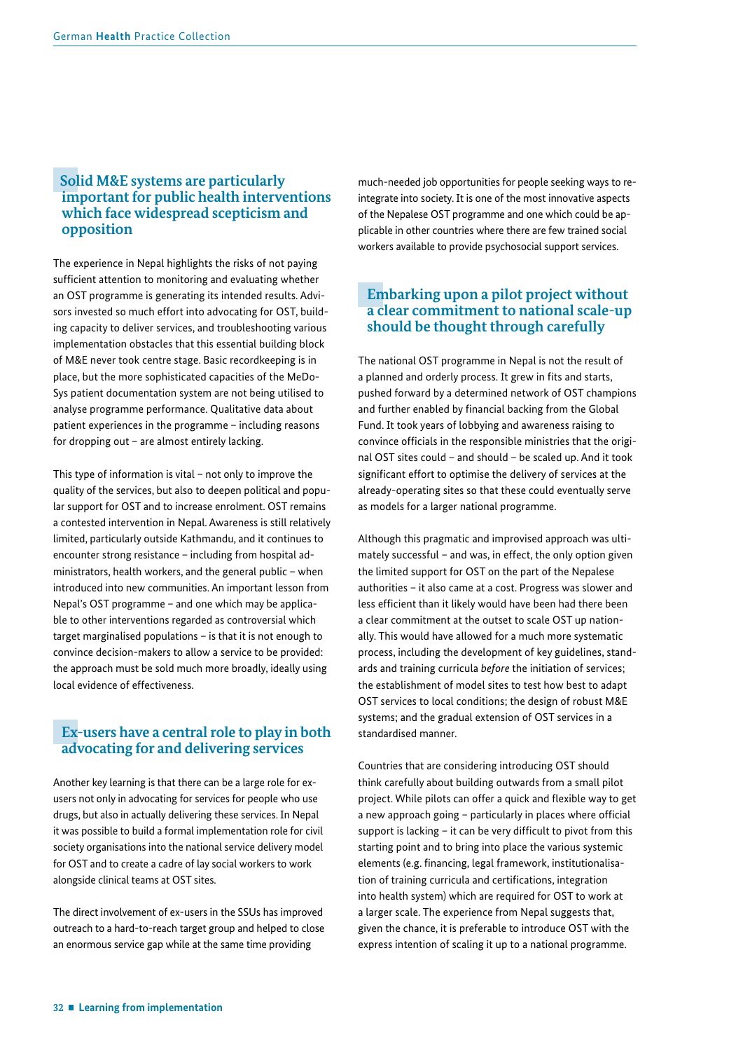## Solid M&E systems are particularly important for public health interventions which face widespread scepticism and opposition

The experience in Nepal highlights the risks of not paying sufficient attention to monitoring and evaluating whether an OST programme is generating its intended results. Advisors invested so much effort into advocating for OST, building capacity to deliver services, and troubleshooting various implementation obstacles that this essential building block of M&E never took centre stage. Basic recordkeeping is in place, but the more sophisticated capacities of the MeDo-Sys patient documentation system are not being utilised to analyse programme performance. Qualitative data about patient experiences in the programme – including reasons for dropping out – are almost entirely lacking.

This type of information is vital – not only to improve the quality of the services, but also to deepen political and popular support for OST and to increase enrolment. OST remains a contested intervention in Nepal. Awareness is still relatively limited, particularly outside Kathmandu, and it continues to encounter strong resistance – including from hospital administrators, health workers, and the general public – when introduced into new communities. An important lesson from Nepal's OST programme – and one which may be applicable to other interventions regarded as controversial which target marginalised populations – is that it is not enough to convince decision-makers to allow a service to be provided: the approach must be sold much more broadly, ideally using local evidence of effectiveness.

## Ex-users have a central role to play in both advocating for and delivering services

Another key learning is that there can be a large role for ex-users not only in advocating for services for people who use drugs, but also in actually delivering these services. In Nepal it was possible to build a formal implementation role for civil society organisations into the national service delivery model for OST and to create a cadre of lay social workers to work alongside clinical teams at OST sites.

The direct involvement of ex-users in the SSUs has improved outreach to a hard-to-reach target group and helped to close an enormous service gap while at the same time providing much-needed job opportunities for people seeking ways to reintegrate into society. It is one of the most innovative aspects of the Nepalese OST programme and one which could be applicable in other countries where there are few trained social workers available to provide psychosocial support services.

## Embarking upon a pilot project without a clear commitment to national scale-up should be thought through carefully

The national OST programme in Nepal is not the result of a planned and orderly process. It grew in fits and starts, pushed forward by a determined network of OST champions and further enabled by financial backing from the Global Fund. It took years of lobbying and awareness raising to convince officials in the responsible ministries that the original OST sites could – and should – be scaled up. And it took significant effort to optimise the delivery of services at the already-operating sites so that these could eventually serve as models for a larger national programme.

Although this pragmatic and improvised approach was ultimately successful – and was, in effect, the only option given the limited support for OST on the part of the Nepalese authorities – it also came at a cost. Progress was slower and less efficient than it likely would have been had there been a clear commitment at the outset to scale OST up nationally. This would have allowed for a much more systematic process, including the development of key guidelines, standards and training curricula *before* the initiation of services; the establishment of model sites to test how best to adapt OST services to local conditions; the design of robust M&E systems; and the gradual extension of OST services in a standardised manner.

Countries that are considering introducing OST should think carefully about building outwards from a small pilot project. While pilots can offer a quick and flexible way to get a new approach going – particularly in places where official support is lacking – it can be very difficult to pivot from this starting point and to bring into place the various systemic elements (e.g. financing, legal framework, institutionalisation of training curricula and certifications, integration into health system) which are required for OST to work at a larger scale. The experience from Nepal suggests that, given the chance, it is preferable to introduce OST with the express intention of scaling it up to a national programme.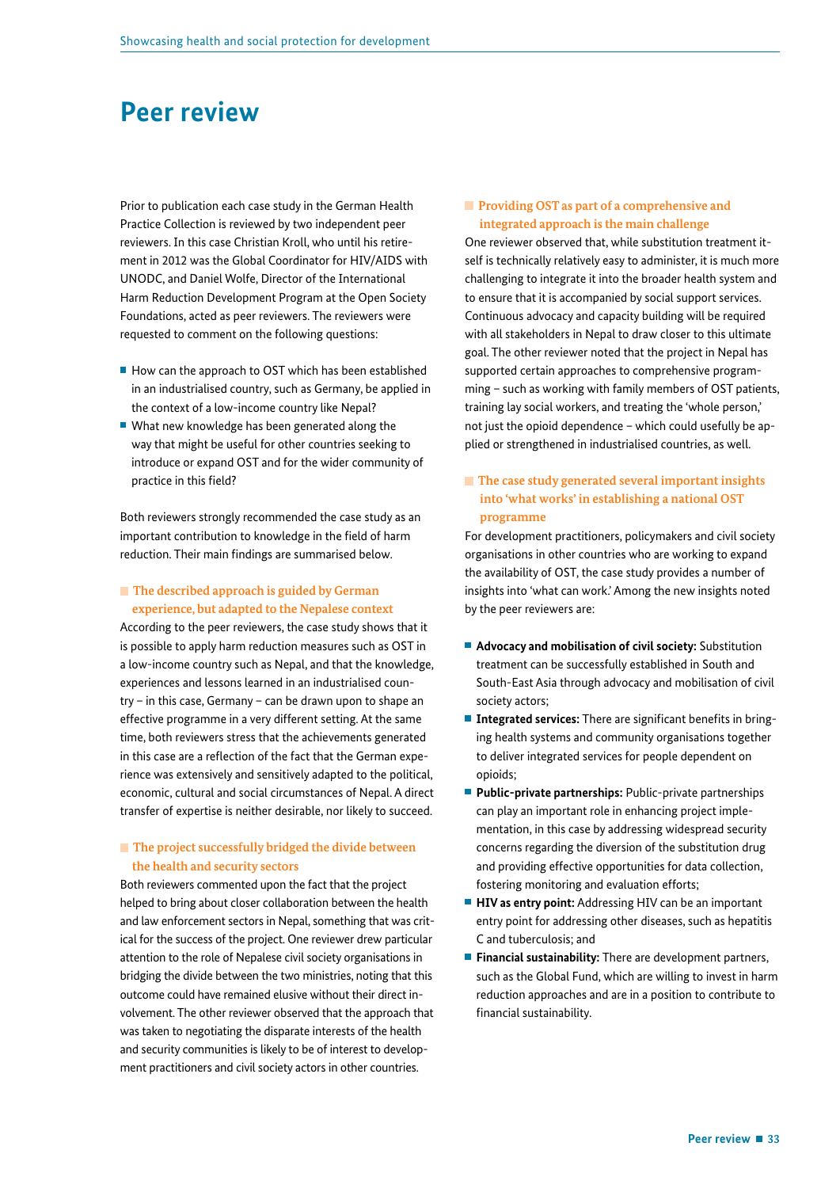# Peer review

Prior to publication each case study in the German Health Practice Collection is reviewed by two independent peer reviewers. In this case Christian Kroll, who until his retirement in 2012 was the Global Coordinator for HIV/AIDS with UNODC, and Daniel Wolfe, Director of the International Harm Reduction Development Program at the Open Society Foundations, acted as peer reviewers. The reviewers were requested to comment on the following questions:

- How can the approach to OST which has been established in an industrialised country, such as Germany, be applied in the context of a low-income country like Nepal?
- What new knowledge has been generated along the way that might be useful for other countries seeking to introduce or expand OST and for the wider community of practice in this field?

Both reviewers strongly recommended the case study as an important contribution to knowledge in the field of harm reduction. Their main findings are summarised below.

### The described approach is guided by German experience, but adapted to the Nepalese context

According to the peer reviewers, the case study shows that it is possible to apply harm reduction measures such as OST in a low-income country such as Nepal, and that the knowledge, experiences and lessons learned in an industrialised country – in this case, Germany – can be drawn upon to shape an effective programme in a very different setting. At the same time, both reviewers stress that the achievements generated in this case are a reflection of the fact that the German experience was extensively and sensitively adapted to the political, economic, cultural and social circumstances of Nepal. A direct transfer of expertise is neither desirable, nor likely to succeed.

### The project successfully bridged the divide between the health and security sectors

Both reviewers commented upon the fact that the project helped to bring about closer collaboration between the health and law enforcement sectors in Nepal, something that was critical for the success of the project. One reviewer drew particular attention to the role of Nepalese civil society organisations in bridging the divide between the two ministries, noting that this outcome could have remained elusive without their direct involvement. The other reviewer observed that the approach that was taken to negotiating the disparate interests of the health and security communities is likely to be of interest to development practitioners and civil society actors in other countries.

### Providing OST as part of a comprehensive and integrated approach is the main challenge

One reviewer observed that, while substitution treatment itself is technically relatively easy to administer, it is much more challenging to integrate it into the broader health system and to ensure that it is accompanied by social support services. Continuous advocacy and capacity building will be required with all stakeholders in Nepal to draw closer to this ultimate goal. The other reviewer noted that the project in Nepal has supported certain approaches to comprehensive programming – such as working with family members of OST patients, training lay social workers, and treating the 'whole person,' not just the opioid dependence – which could usefully be applied or strengthened in industrialised countries, as well.

### The case study generated several important insights into 'what works' in establishing a national OST programme

For development practitioners, policymakers and civil society organisations in other countries who are working to expand the availability of OST, the case study provides a number of insights into 'what can work.' Among the new insights noted by the peer reviewers are:

- **Advocacy and mobilisation of civil society:** Substitution treatment can be successfully established in South and South-East Asia through advocacy and mobilisation of civil society actors;
- **Integrated services:** There are significant benefits in bringing health systems and community organisations together to deliver integrated services for people dependent on opioids;
- **Public-private partnerships:** Public-private partnerships can play an important role in enhancing project implementation, in this case by addressing widespread security concerns regarding the diversion of the substitution drug and providing effective opportunities for data collection, fostering monitoring and evaluation efforts;
- **HIV as entry point:** Addressing HIV can be an important entry point for addressing other diseases, such as hepatitis C and tuberculosis; and
- **Financial sustainability:** There are development partners, such as the Global Fund, which are willing to invest in harm reduction approaches and are in a position to contribute to financial sustainability.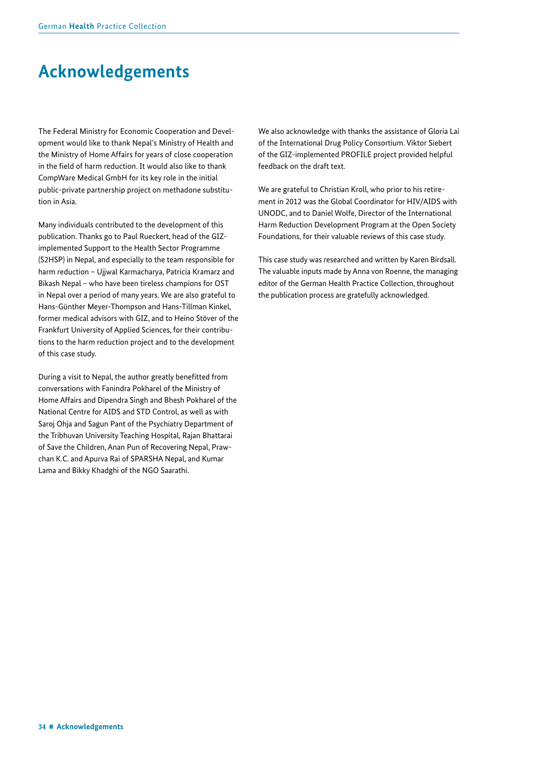# Acknowledgements

The Federal Ministry for Economic Cooperation and Development would like to thank Nepal's Ministry of Health and the Ministry of Home Affairs for years of close cooperation in the field of harm reduction. It would also like to thank CompWare Medical GmbH for its key role in the initial public-private partnership project on methadone substitution in Asia.

Many individuals contributed to the development of this publication. Thanks go to Paul Rueckert, head of the GIZ-implemented Support to the Health Sector Programme (S2HSP) in Nepal, and especially to the team responsible for harm reduction – Ujjwal Karmacharya, Patricia Kramarz and Bikash Nepal – who have been tireless champions for OST in Nepal over a period of many years. We are also grateful to Hans-Günther Meyer-Thompson and Hans-Tillman Kinkel, former medical advisors with GIZ, and to Heino Stöver of the Frankfurt University of Applied Sciences, for their contributions to the harm reduction project and to the development of this case study.

During a visit to Nepal, the author greatly benefitted from conversations with Fanindra Pokharel of the Ministry of Home Affairs and Dipendra Singh and Bhesh Pokharel of the National Centre for AIDS and STD Control, as well as with Saroj Ohja and Sagun Pant of the Psychiatry Department of the Tribhuvan University Teaching Hospital, Rajan Bhattarai of Save the Children, Anan Pun of Recovering Nepal, Prawchan K.C. and Apurva Rai of SPARSHA Nepal, and Kumar Lama and Bikky Khadghi of the NGO Saarathi.

We also acknowledge with thanks the assistance of Gloria Lai of the International Drug Policy Consortium. Viktor Siebert of the GIZ-implemented PROFILE project provided helpful feedback on the draft text.

We are grateful to Christian Kroll, who prior to his retirement in 2012 was the Global Coordinator for HIV/AIDS with UNODC, and to Daniel Wolfe, Director of the International Harm Reduction Development Program at the Open Society Foundations, for their valuable reviews of this case study.

This case study was researched and written by Karen Birdsall. The valuable inputs made by Anna von Roenne, the managing editor of the German Health Practice Collection, throughout the publication process are gratefully acknowledged.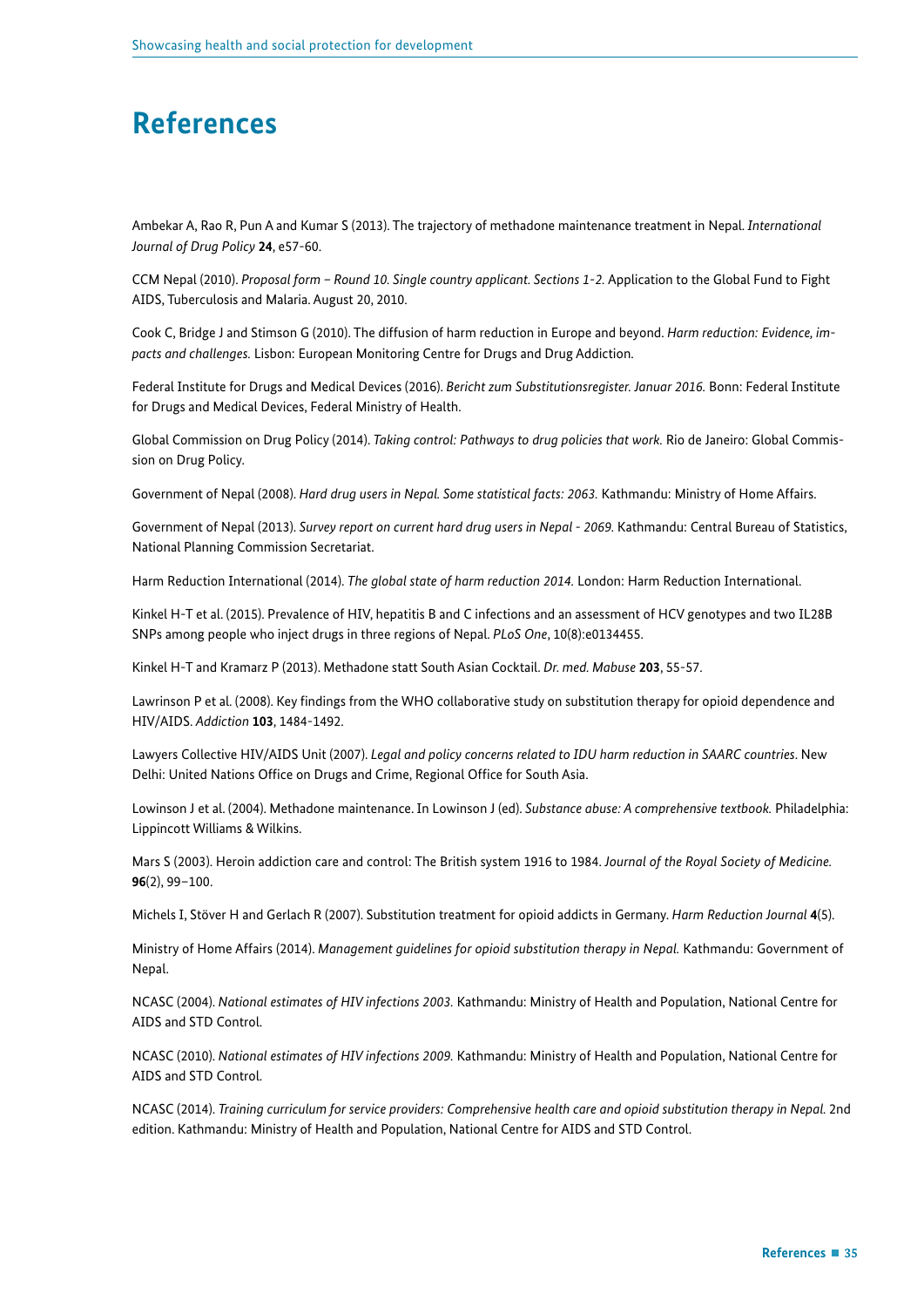# References

Ambekar A, Rao R, Pun A and Kumar S (2013). The trajectory of methadone maintenance treatment in Nepal. *International Journal of Drug Policy* **24**, e57-60.

CCM Nepal (2010). *Proposal form – Round 10. Single country applicant. Sections 1-2.* Application to the Global Fund to Fight AIDS, Tuberculosis and Malaria. August 20, 2010.

Cook C, Bridge J and Stimson G (2010). The diffusion of harm reduction in Europe and beyond. *Harm reduction: Evidence, impacts and challenges.* Lisbon: European Monitoring Centre for Drugs and Drug Addiction.

Federal Institute for Drugs and Medical Devices (2016). *Bericht zum Substitutionsregister. Januar 2016.* Bonn: Federal Institute for Drugs and Medical Devices, Federal Ministry of Health.

Global Commission on Drug Policy (2014). *Taking control: Pathways to drug policies that work.* Rio de Janeiro: Global Commission on Drug Policy.

Government of Nepal (2008). *Hard drug users in Nepal. Some statistical facts: 2063.* Kathmandu: Ministry of Home Affairs.

Government of Nepal (2013). *Survey report on current hard drug users in Nepal - 2069.* Kathmandu: Central Bureau of Statistics, National Planning Commission Secretariat.

Harm Reduction International (2014). *The global state of harm reduction 2014.* London: Harm Reduction International.

Kinkel H-T et al. (2015). Prevalence of HIV, hepatitis B and C infections and an assessment of HCV genotypes and two IL28B SNPs among people who inject drugs in three regions of Nepal. *PLoS One*, 10(8):e0134455.

Kinkel H-T and Kramarz P (2013). Methadone statt South Asian Cocktail. *Dr. med. Mabuse* **203**, 55-57.

Lawrinson P et al. (2008). Key findings from the WHO collaborative study on substitution therapy for opioid dependence and HIV/AIDS. *Addiction* **103**, 1484-1492.

Lawyers Collective HIV/AIDS Unit (2007). *Legal and policy concerns related to IDU harm reduction in SAARC countries*. New Delhi: United Nations Office on Drugs and Crime, Regional Office for South Asia.

Lowinson J et al. (2004). Methadone maintenance. In Lowinson J (ed). *Substance abuse: A comprehensive textbook.* Philadelphia: Lippincott Williams & Wilkins.

Mars S (2003). Heroin addiction care and control: The British system 1916 to 1984. *Journal of the Royal Society of Medicine.* **96**(2), 99–100.

Michels I, Stöver H and Gerlach R (2007). Substitution treatment for opioid addicts in Germany. *Harm Reduction Journal* **4**(5).

Ministry of Home Affairs (2014). *Management guidelines for opioid substitution therapy in Nepal.* Kathmandu: Government of Nepal.

NCASC (2004). *National estimates of HIV infections 2003.* Kathmandu: Ministry of Health and Population, National Centre for AIDS and STD Control.

NCASC (2010). *National estimates of HIV infections 2009.* Kathmandu: Ministry of Health and Population, National Centre for AIDS and STD Control.

NCASC (2014). *Training curriculum for service providers: Comprehensive health care and opioid substitution therapy in Nepal.* 2nd edition. Kathmandu: Ministry of Health and Population, National Centre for AIDS and STD Control.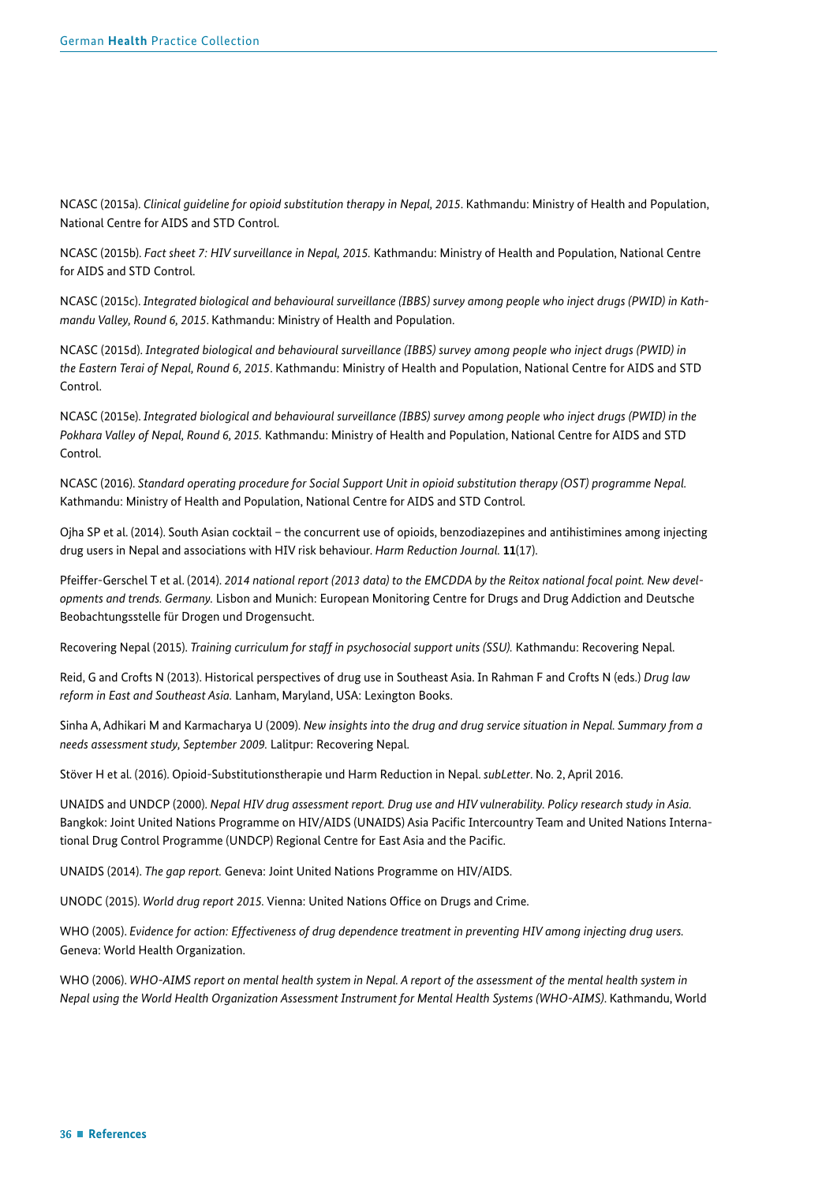NCASC (2015a). *Clinical guideline for opioid substitution therapy in Nepal, 2015*. Kathmandu: Ministry of Health and Population, National Centre for AIDS and STD Control.

NCASC (2015b). *Fact sheet 7: HIV surveillance in Nepal, 2015.* Kathmandu: Ministry of Health and Population, National Centre for AIDS and STD Control.

NCASC (2015c). *Integrated biological and behavioural surveillance (IBBS) survey among people who inject drugs (PWID) in Kathmandu Valley, Round 6, 2015*. Kathmandu: Ministry of Health and Population.

NCASC (2015d). *Integrated biological and behavioural surveillance (IBBS) survey among people who inject drugs (PWID) in the Eastern Terai of Nepal, Round 6, 2015*. Kathmandu: Ministry of Health and Population, National Centre for AIDS and STD Control.

NCASC (2015e). *Integrated biological and behavioural surveillance (IBBS) survey among people who inject drugs (PWID) in the Pokhara Valley of Nepal, Round 6, 2015.* Kathmandu: Ministry of Health and Population, National Centre for AIDS and STD Control.

NCASC (2016). *Standard operating procedure for Social Support Unit in opioid substitution therapy (OST) programme Nepal.* Kathmandu: Ministry of Health and Population, National Centre for AIDS and STD Control.

Ojha SP et al. (2014). South Asian cocktail – the concurrent use of opioids, benzodiazepines and antihistimines among injecting drug users in Nepal and associations with HIV risk behaviour. *Harm Reduction Journal.* **11**(17).

Pfeiffer-Gerschel T et al. (2014). *2014 national report (2013 data) to the EMCDDA by the Reitox national focal point. New developments and trends. Germany.* Lisbon and Munich: European Monitoring Centre for Drugs and Drug Addiction and Deutsche Beobachtungsstelle für Drogen und Drogensucht.

Recovering Nepal (2015). *Training curriculum for staff in psychosocial support units (SSU).* Kathmandu: Recovering Nepal.

Reid, G and Crofts N (2013). Historical perspectives of drug use in Southeast Asia. In Rahman F and Crofts N (eds.) *Drug law reform in East and Southeast Asia.* Lanham, Maryland, USA: Lexington Books.

Sinha A, Adhikari M and Karmacharya U (2009). *New insights into the drug and drug service situation in Nepal. Summary from a needs assessment study, September 2009.* Lalitpur: Recovering Nepal.

Stöver H et al. (2016). Opioid-Substitutionstherapie und Harm Reduction in Nepal. *subLetter*. No. 2, April 2016.

UNAIDS and UNDCP (2000). *Nepal HIV drug assessment report. Drug use and HIV vulnerability. Policy research study in Asia.* Bangkok: Joint United Nations Programme on HIV/AIDS (UNAIDS) Asia Pacific Intercountry Team and United Nations International Drug Control Programme (UNDCP) Regional Centre for East Asia and the Pacific.

UNAIDS (2014). *The gap report.* Geneva: Joint United Nations Programme on HIV/AIDS.

UNODC (2015). *World drug report 2015.* Vienna: United Nations Office on Drugs and Crime.

WHO (2005). *Evidence for action: Effectiveness of drug dependence treatment in preventing HIV among injecting drug users.* Geneva: World Health Organization.

WHO (2006). *WHO-AIMS report on mental health system in Nepal. A report of the assessment of the mental health system in Nepal using the World Health Organization Assessment Instrument for Mental Health Systems (WHO-AIMS)*. Kathmandu, World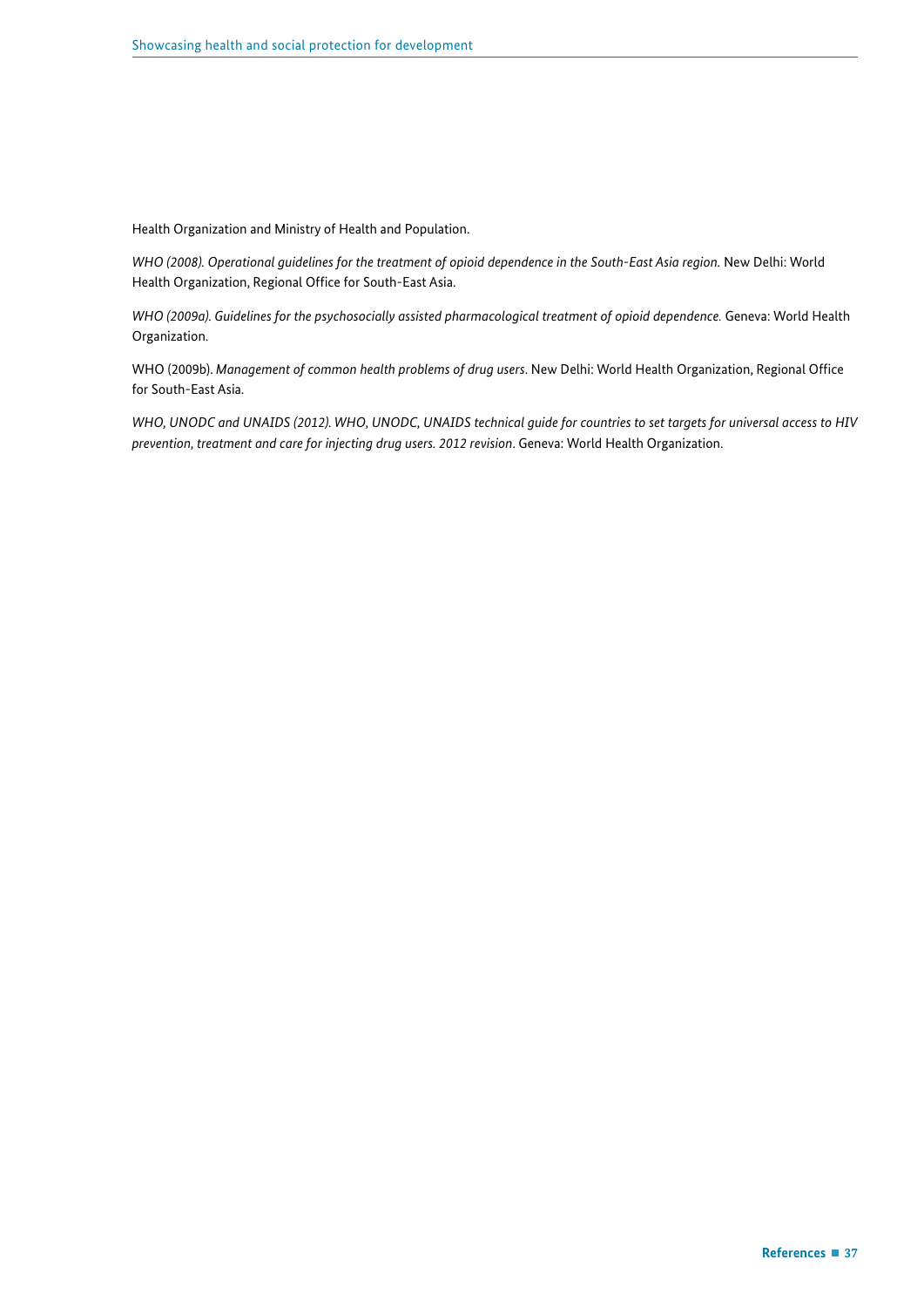Health Organization and Ministry of Health and Population.

*WHO (2008). Operational guidelines for the treatment of opioid dependence in the South-East Asia region.* New Delhi: World Health Organization, Regional Office for South-East Asia.

*WHO (2009a). Guidelines for the psychosocially assisted pharmacological treatment of opioid dependence.* Geneva: World Health Organization.

WHO (2009b). *Management of common health problems of drug users*. New Delhi: World Health Organization, Regional Office for South-East Asia.

*WHO, UNODC and UNAIDS (2012). WHO, UNODC, UNAIDS technical guide for countries to set targets for universal access to HIV prevention, treatment and care for injecting drug users. 2012 revision*. Geneva: World Health Organization.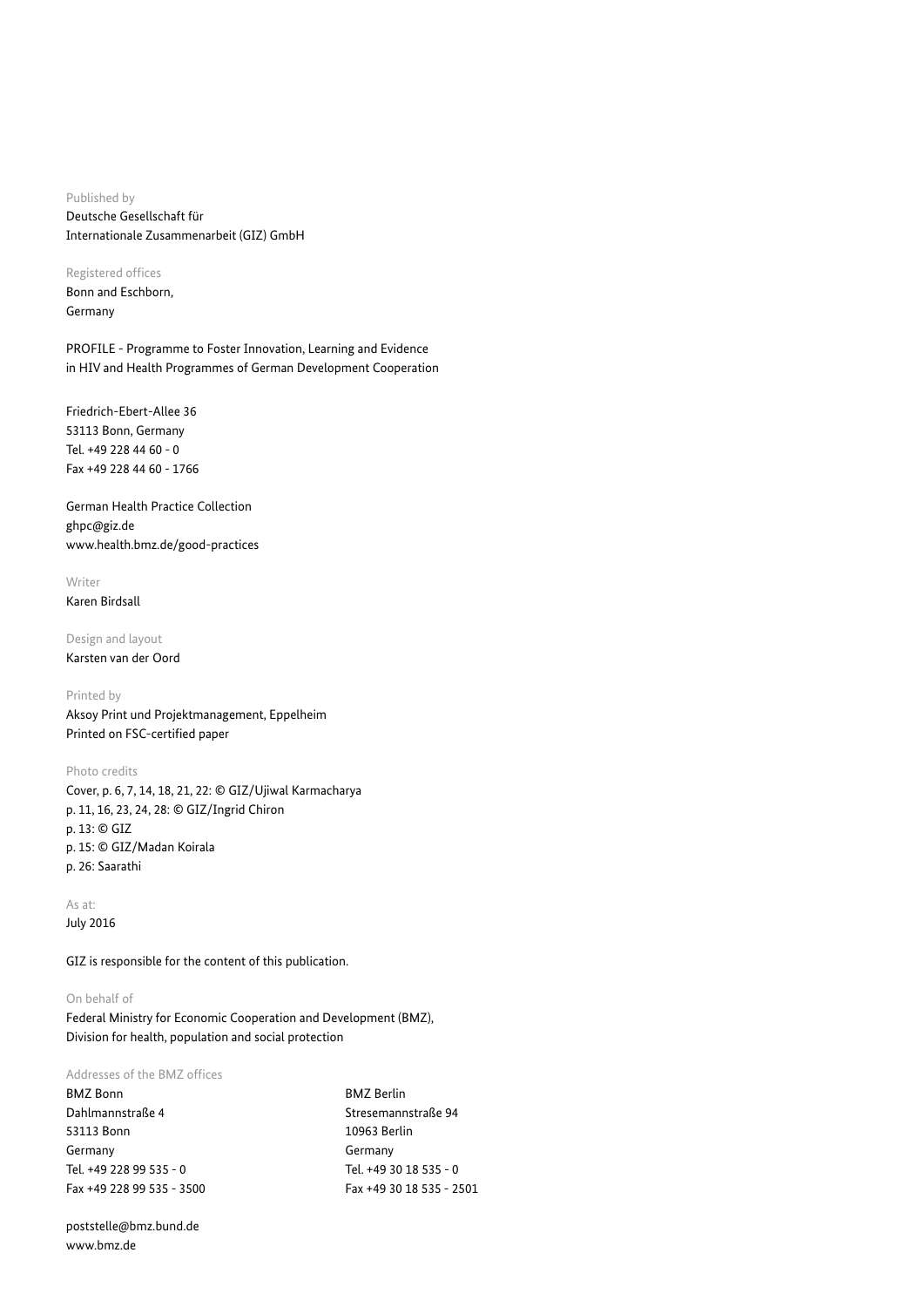Published by
Deutsche Gesellschaft für
Internationale Zusammenarbeit (GIZ) GmbH

Registered offices
Bonn and Eschborn,
Germany

PROFILE - Programme to Foster Innovation, Learning and Evidence
in HIV and Health Programmes of German Development Cooperation

Friedrich-Ebert-Allee 36
53113 Bonn, Germany
Tel. +49 228 44 60 - 0
Fax +49 228 44 60 - 1766

German Health Practice Collection
ghpc@giz.de
www.health.bmz.de/good-practices

Writer
Karen Birdsall

Design and layout
Karsten van der Oord

Printed by
Aksoy Print und Projektmanagement, Eppelheim
Printed on FSC-certified paper

Photo credits
Cover, p. 6, 7, 14, 18, 21, 22: © GIZ/Ujiwal Karmacharya
p. 11, 16, 23, 24, 28: © GIZ/Ingrid Chiron
p. 13: © GIZ
p. 15: © GIZ/Madan Koirala
p. 26: Saarathi

As at:
July 2016

GIZ is responsible for the content of this publication.

On behalf of
Federal Ministry for Economic Cooperation and Development (BMZ),
Division for health, population and social protection

Addresses of the BMZ offices

BMZ Bonn
Dahlmannstraße 4
53113 Bonn
Germany
Tel. +49 228 99 535 - 0
Fax +49 228 99 535 - 3500

BMZ Berlin
Stresemannstraße 94
10963 Berlin
Germany
Tel. +49 30 18 535 - 0
Fax +49 30 18 535 - 2501

poststelle@bmz.bund.de
www.bmz.de